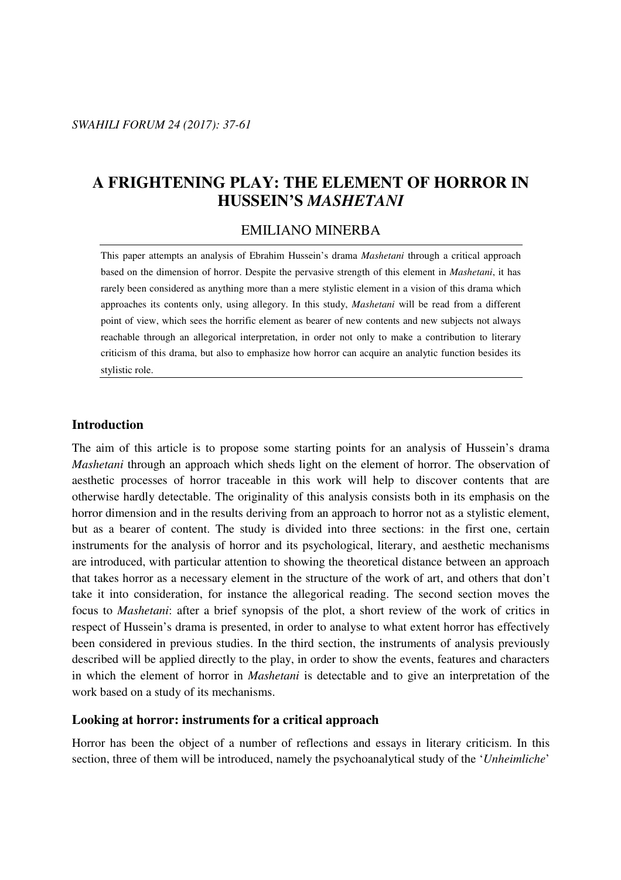# A FRIGHTENING PLAY: THE ELEMENT OF HORROR IN HUSSEIN'S *MASHETANI*

EMILIANO MINERBA

This paper attempts an analysis of Ebrahim Hussein's drama *Mashetani* through a critical approach based on the dimension of horror. Despite the pervasive strength of this element in *Mashetani*, it has rarely been considered as anything more than a mere stylistic element in a vision of this drama which approaches its contents only, using allegory. In this study, *Mashetani* will be read from a different point of view, which sees the horrific element as bearer of new contents and new subjects not always reachable through an allegorical interpretation, in order not only to make a contribution to literary criticism of this drama, but also to emphasize how horror can acquire an analytic function besides its stylistic role.

## Introduction

The aim of this article is to propose some starting points for an analysis of Hussein's drama *Mashetani* through an approach which sheds light on the element of horror. The observation of aesthetic processes of horror traceable in this work will help to discover contents that are otherwise hardly detectable. The originality of this analysis consists both in its emphasis on the horror dimension and in the results deriving from an approach to horror not as a stylistic element, but as a bearer of content. The study is divided into three sections: in the first one, certain instruments for the analysis of horror and its psychological, literary, and aesthetic mechanisms are introduced, with particular attention to showing the theoretical distance between an approach that takes horror as a necessary element in the structure of the work of art, and others that don't take it into consideration, for instance the allegorical reading. The second section moves the focus to *Mashetani*: after a brief synopsis of the plot, a short review of the work of critics in respect of Hussein's drama is presented, in order to analyse to what extent horror has effectively been considered in previous studies. In the third section, the instruments of analysis previously described will be applied directly to the play, in order to show the events, features and characters in which the element of horror in *Mashetani* is detectable and to give an interpretation of the work based on a study of its mechanisms.

### Looking at horror: instruments for a critical approach

Horror has been the object of a number of reflections and essays in literary criticism. In this section, three of them will be introduced, namely the psychoanalytical study of the '*Unheimliche*'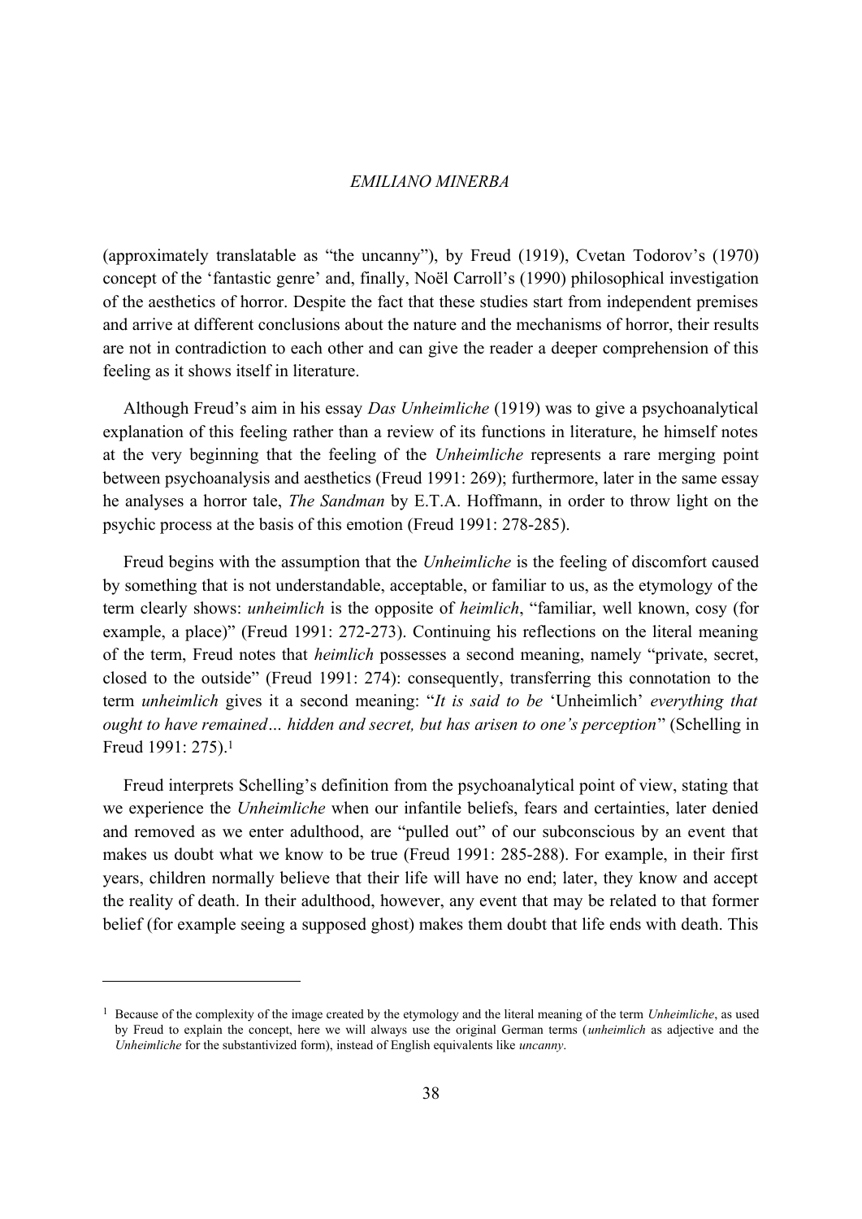(approximately translatable as "the uncanny"), by Freud (1919), Cvetan Todorov's (1970) concept of the 'fantastic genre' and, finally, Noël Carroll's (1990) philosophical investigation of the aesthetics of horror. Despite the fact that these studies start from independent premises and arrive at different conclusions about the nature and the mechanisms of horror, their results are not in contradiction to each other and can give the reader a deeper comprehension of this feeling as it shows itself in literature.

Although Freud's aim in his essay *Das Unheimliche* (1919) was to give a psychoanalytical explanation of this feeling rather than a review of its functions in literature, he himself notes at the very beginning that the feeling of the *Unheimliche* represents a rare merging point between psychoanalysis and aesthetics (Freud 1991: 269); furthermore, later in the same essay he analyses a horror tale, *The Sandman* by E.T.A. Hoffmann, in order to throw light on the psychic process at the basis of this emotion (Freud 1991: 278-285).

Freud begins with the assumption that the *Unheimliche* is the feeling of discomfort caused by something that is not understandable, acceptable, or familiar to us, as the etymology of the term clearly shows: *unheimlich* is the opposite of *heimlich*, "familiar, well known, cosy (for example, a place)" (Freud 1991: 272-273). Continuing his reflections on the literal meaning of the term, Freud notes that *heimlich* possesses a second meaning, namely "private, secret, closed to the outside" (Freud 1991: 274): consequently, transferring this connotation to the term *unheimlich* gives it a second meaning: "*It is said to be* 'Unheimlich' *everything that ought to have remained… hidden and secret, but has arisen to one's perception*" (Schelling in Freud 1991: 275).[1]

Freud interprets Schelling's definition from the psychoanalytical point of view, stating that we experience the *Unheimliche* when our infantile beliefs, fears and certainties, later denied and removed as we enter adulthood, are "pulled out" of our subconscious by an event that makes us doubt what we know to be true (Freud 1991: 285-288). For example, in their first years, children normally believe that their life will have no end; later, they know and accept the reality of death. In their adulthood, however, any event that may be related to that former belief (for example seeing a supposed ghost) makes them doubt that life ends with death. This

[1] Because of the complexity of the image created by the etymology and the literal meaning of the term *Unheimliche*, as used by Freud to explain the concept, here we will always use the original German terms (*unheimlich* as adjective and the *Unheimliche* for the substantivized form), instead of English equivalents like *uncanny*.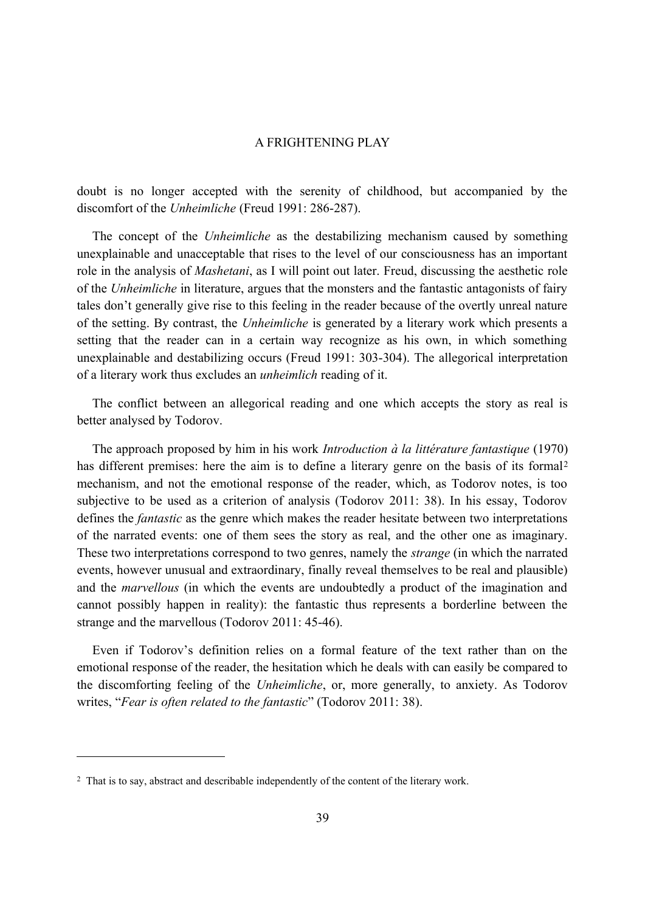doubt is no longer accepted with the serenity of childhood, but accompanied by the discomfort of the *Unheimliche* (Freud 1991: 286-287).

The concept of the *Unheimliche* as the destabilizing mechanism caused by something unexplainable and unacceptable that rises to the level of our consciousness has an important role in the analysis of *Mashetani*, as I will point out later. Freud, discussing the aesthetic role of the *Unheimliche* in literature, argues that the monsters and the fantastic antagonists of fairy tales don't generally give rise to this feeling in the reader because of the overtly unreal nature of the setting. By contrast, the *Unheimliche* is generated by a literary work which presents a setting that the reader can in a certain way recognize as his own, in which something unexplainable and destabilizing occurs (Freud 1991: 303-304). The allegorical interpretation of a literary work thus excludes an *unheimlich* reading of it.

The conflict between an allegorical reading and one which accepts the story as real is better analysed by Todorov.

The approach proposed by him in his work *Introduction à la littérature fantastique* (1970) has different premises: here the aim is to define a literary genre on the basis of its formal[2] mechanism, and not the emotional response of the reader, which, as Todorov notes, is too subjective to be used as a criterion of analysis (Todorov 2011: 38). In his essay, Todorov defines the *fantastic* as the genre which makes the reader hesitate between two interpretations of the narrated events: one of them sees the story as real, and the other one as imaginary. These two interpretations correspond to two genres, namely the *strange* (in which the narrated events, however unusual and extraordinary, finally reveal themselves to be real and plausible) and the *marvellous* (in which the events are undoubtedly a product of the imagination and cannot possibly happen in reality): the fantastic thus represents a borderline between the strange and the marvellous (Todorov 2011: 45-46).

Even if Todorov's definition relies on a formal feature of the text rather than on the emotional response of the reader, the hesitation which he deals with can easily be compared to the discomforting feeling of the *Unheimliche*, or, more generally, to anxiety. As Todorov writes, "*Fear is often related to the fantastic*" (Todorov 2011: 38).

---

[2] That is to say, abstract and describable independently of the content of the literary work.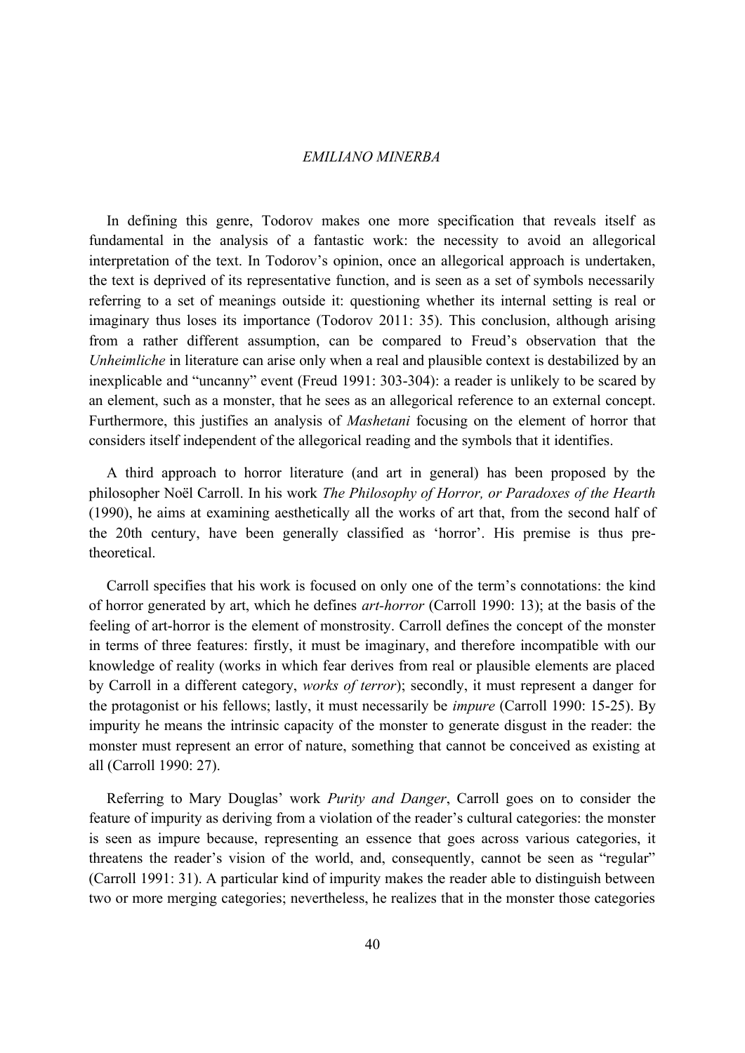In defining this genre, Todorov makes one more specification that reveals itself as fundamental in the analysis of a fantastic work: the necessity to avoid an allegorical interpretation of the text. In Todorov's opinion, once an allegorical approach is undertaken, the text is deprived of its representative function, and is seen as a set of symbols necessarily referring to a set of meanings outside it: questioning whether its internal setting is real or imaginary thus loses its importance (Todorov 2011: 35). This conclusion, although arising from a rather different assumption, can be compared to Freud's observation that the *Unheimliche* in literature can arise only when a real and plausible context is destabilized by an inexplicable and "uncanny" event (Freud 1991: 303-304): a reader is unlikely to be scared by an element, such as a monster, that he sees as an allegorical reference to an external concept. Furthermore, this justifies an analysis of *Mashetani* focusing on the element of horror that considers itself independent of the allegorical reading and the symbols that it identifies.

A third approach to horror literature (and art in general) has been proposed by the philosopher Noël Carroll. In his work *The Philosophy of Horror, or Paradoxes of the Hearth* (1990), he aims at examining aesthetically all the works of art that, from the second half of the 20th century, have been generally classified as 'horror'. His premise is thus pre-theoretical.

Carroll specifies that his work is focused on only one of the term's connotations: the kind of horror generated by art, which he defines *art-horror* (Carroll 1990: 13); at the basis of the feeling of art-horror is the element of monstrosity. Carroll defines the concept of the monster in terms of three features: firstly, it must be imaginary, and therefore incompatible with our knowledge of reality (works in which fear derives from real or plausible elements are placed by Carroll in a different category, *works of terror*); secondly, it must represent a danger for the protagonist or his fellows; lastly, it must necessarily be *impure* (Carroll 1990: 15-25). By impurity he means the intrinsic capacity of the monster to generate disgust in the reader: the monster must represent an error of nature, something that cannot be conceived as existing at all (Carroll 1990: 27).

Referring to Mary Douglas' work *Purity and Danger*, Carroll goes on to consider the feature of impurity as deriving from a violation of the reader's cultural categories: the monster is seen as impure because, representing an essence that goes across various categories, it threatens the reader's vision of the world, and, consequently, cannot be seen as "regular" (Carroll 1991: 31). A particular kind of impurity makes the reader able to distinguish between two or more merging categories; nevertheless, he realizes that in the monster those categories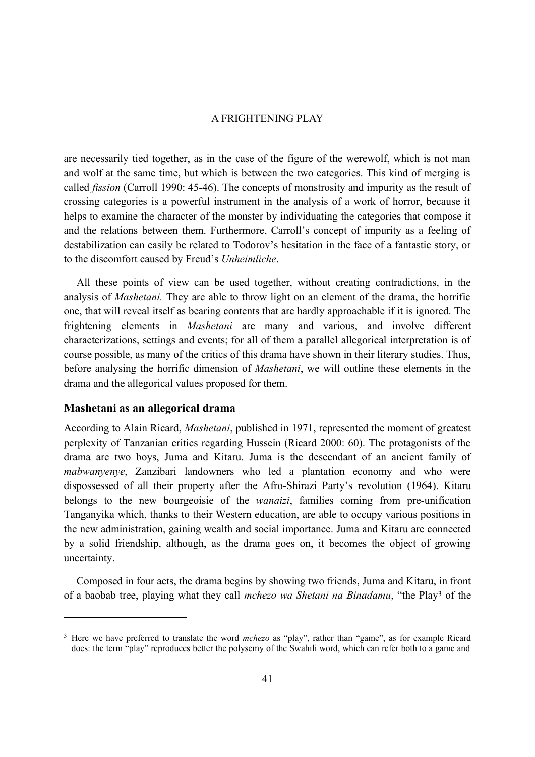are necessarily tied together, as in the case of the figure of the werewolf, which is not man and wolf at the same time, but which is between the two categories. This kind of merging is called *fission* (Carroll 1990: 45-46). The concepts of monstrosity and impurity as the result of crossing categories is a powerful instrument in the analysis of a work of horror, because it helps to examine the character of the monster by individuating the categories that compose it and the relations between them. Furthermore, Carroll's concept of impurity as a feeling of destabilization can easily be related to Todorov's hesitation in the face of a fantastic story, or to the discomfort caused by Freud's *Unheimliche*.

All these points of view can be used together, without creating contradictions, in the analysis of *Mashetani.* They are able to throw light on an element of the drama, the horrific one, that will reveal itself as bearing contents that are hardly approachable if it is ignored. The frightening elements in *Mashetani* are many and various, and involve different characterizations, settings and events; for all of them a parallel allegorical interpretation is of course possible, as many of the critics of this drama have shown in their literary studies. Thus, before analysing the horrific dimension of *Mashetani*, we will outline these elements in the drama and the allegorical values proposed for them.

## Mashetani as an allegorical drama

According to Alain Ricard, *Mashetani*, published in 1971, represented the moment of greatest perplexity of Tanzanian critics regarding Hussein (Ricard 2000: 60). The protagonists of the drama are two boys, Juma and Kitaru. Juma is the descendant of an ancient family of *mabwanyenye*, Zanzibari landowners who led a plantation economy and who were dispossessed of all their property after the Afro-Shirazi Party's revolution (1964). Kitaru belongs to the new bourgeoisie of the *wanaizi*, families coming from pre-unification Tanganyika which, thanks to their Western education, are able to occupy various positions in the new administration, gaining wealth and social importance. Juma and Kitaru are connected by a solid friendship, although, as the drama goes on, it becomes the object of growing uncertainty.

Composed in four acts, the drama begins by showing two friends, Juma and Kitaru, in front of a baobab tree, playing what they call *mchezo wa Shetani na Binadamu*, "the Play[3] of the

[3] Here we have preferred to translate the word *mchezo* as "play", rather than "game", as for example Ricard does: the term "play" reproduces better the polysemy of the Swahili word, which can refer both to a game and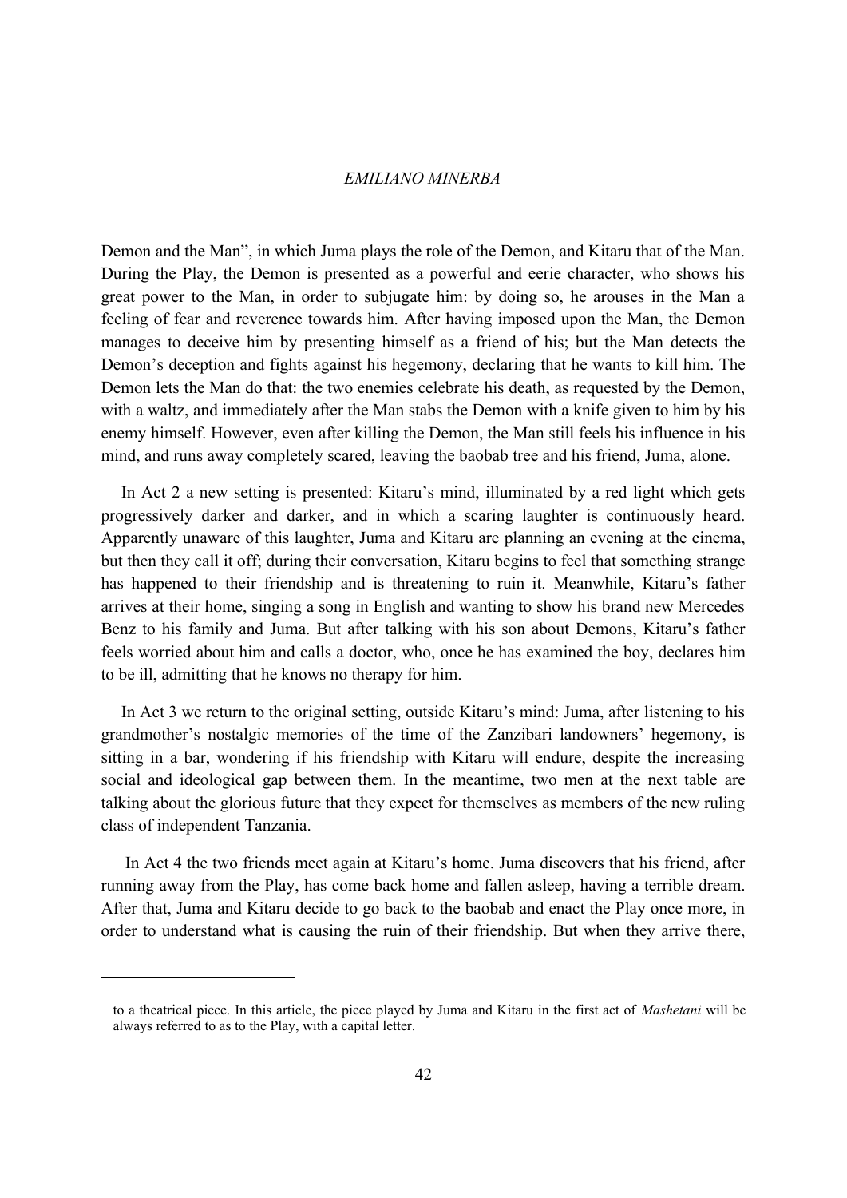Demon and the Man", in which Juma plays the role of the Demon, and Kitaru that of the Man. During the Play, the Demon is presented as a powerful and eerie character, who shows his great power to the Man, in order to subjugate him: by doing so, he arouses in the Man a feeling of fear and reverence towards him. After having imposed upon the Man, the Demon manages to deceive him by presenting himself as a friend of his; but the Man detects the Demon's deception and fights against his hegemony, declaring that he wants to kill him. The Demon lets the Man do that: the two enemies celebrate his death, as requested by the Demon, with a waltz, and immediately after the Man stabs the Demon with a knife given to him by his enemy himself. However, even after killing the Demon, the Man still feels his influence in his mind, and runs away completely scared, leaving the baobab tree and his friend, Juma, alone.

In Act 2 a new setting is presented: Kitaru's mind, illuminated by a red light which gets progressively darker and darker, and in which a scaring laughter is continuously heard. Apparently unaware of this laughter, Juma and Kitaru are planning an evening at the cinema, but then they call it off; during their conversation, Kitaru begins to feel that something strange has happened to their friendship and is threatening to ruin it. Meanwhile, Kitaru's father arrives at their home, singing a song in English and wanting to show his brand new Mercedes Benz to his family and Juma. But after talking with his son about Demons, Kitaru's father feels worried about him and calls a doctor, who, once he has examined the boy, declares him to be ill, admitting that he knows no therapy for him.

In Act 3 we return to the original setting, outside Kitaru's mind: Juma, after listening to his grandmother's nostalgic memories of the time of the Zanzibari landowners' hegemony, is sitting in a bar, wondering if his friendship with Kitaru will endure, despite the increasing social and ideological gap between them. In the meantime, two men at the next table are talking about the glorious future that they expect for themselves as members of the new ruling class of independent Tanzania.

In Act 4 the two friends meet again at Kitaru's home. Juma discovers that his friend, after running away from the Play, has come back home and fallen asleep, having a terrible dream. After that, Juma and Kitaru decide to go back to the baobab and enact the Play once more, in order to understand what is causing the ruin of their friendship. But when they arrive there,

---

to a theatrical piece. In this article, the piece played by Juma and Kitaru in the first act of *Mashetani* will be always referred to as to the Play, with a capital letter.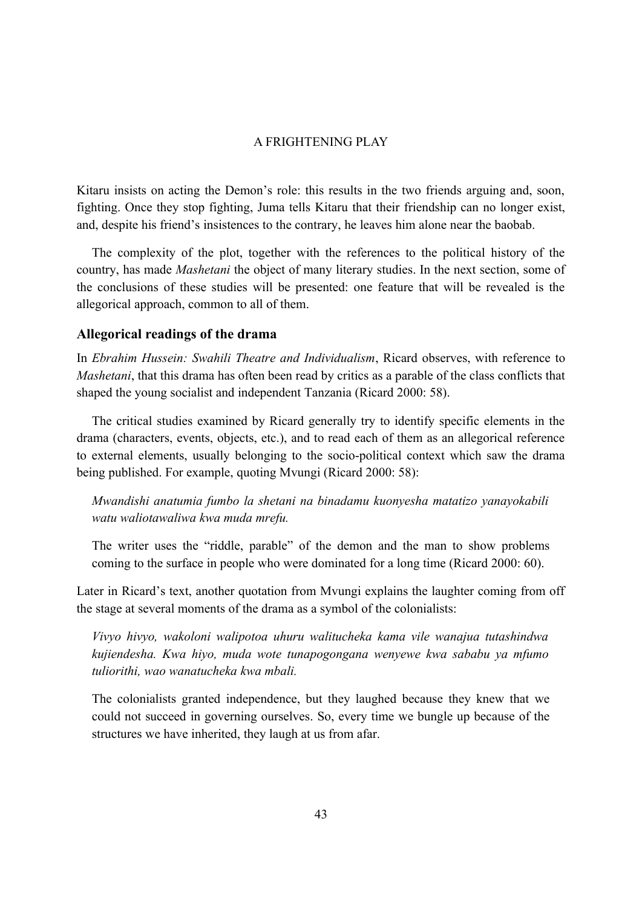Kitaru insists on acting the Demon's role: this results in the two friends arguing and, soon, fighting. Once they stop fighting, Juma tells Kitaru that their friendship can no longer exist, and, despite his friend's insistences to the contrary, he leaves him alone near the baobab.

The complexity of the plot, together with the references to the political history of the country, has made *Mashetani* the object of many literary studies. In the next section, some of the conclusions of these studies will be presented: one feature that will be revealed is the allegorical approach, common to all of them.

## Allegorical readings of the drama

In *Ebrahim Hussein: Swahili Theatre and Individualism*, Ricard observes, with reference to *Mashetani*, that this drama has often been read by critics as a parable of the class conflicts that shaped the young socialist and independent Tanzania (Ricard 2000: 58).

The critical studies examined by Ricard generally try to identify specific elements in the drama (characters, events, objects, etc.), and to read each of them as an allegorical reference to external elements, usually belonging to the socio-political context which saw the drama being published. For example, quoting Mvungi (Ricard 2000: 58):

> *Mwandishi anatumia fumbo la shetani na binadamu kuonyesha matatizo yanayokabili watu waliotawaliwa kwa muda mrefu.*
>
> The writer uses the "riddle, parable" of the demon and the man to show problems coming to the surface in people who were dominated for a long time (Ricard 2000: 60).

Later in Ricard's text, another quotation from Mvungi explains the laughter coming from off the stage at several moments of the drama as a symbol of the colonialists:

> *Vivyo hivyo, wakoloni walipotoa uhuru walitucheka kama vile wanajua tutashindwa kujiendesha. Kwa hiyo, muda wote tunapogongana wenyewe kwa sababu ya mfumo tuliorithi, wao wanatucheka kwa mbali.*
>
> The colonialists granted independence, but they laughed because they knew that we could not succeed in governing ourselves. So, every time we bungle up because of the structures we have inherited, they laugh at us from afar.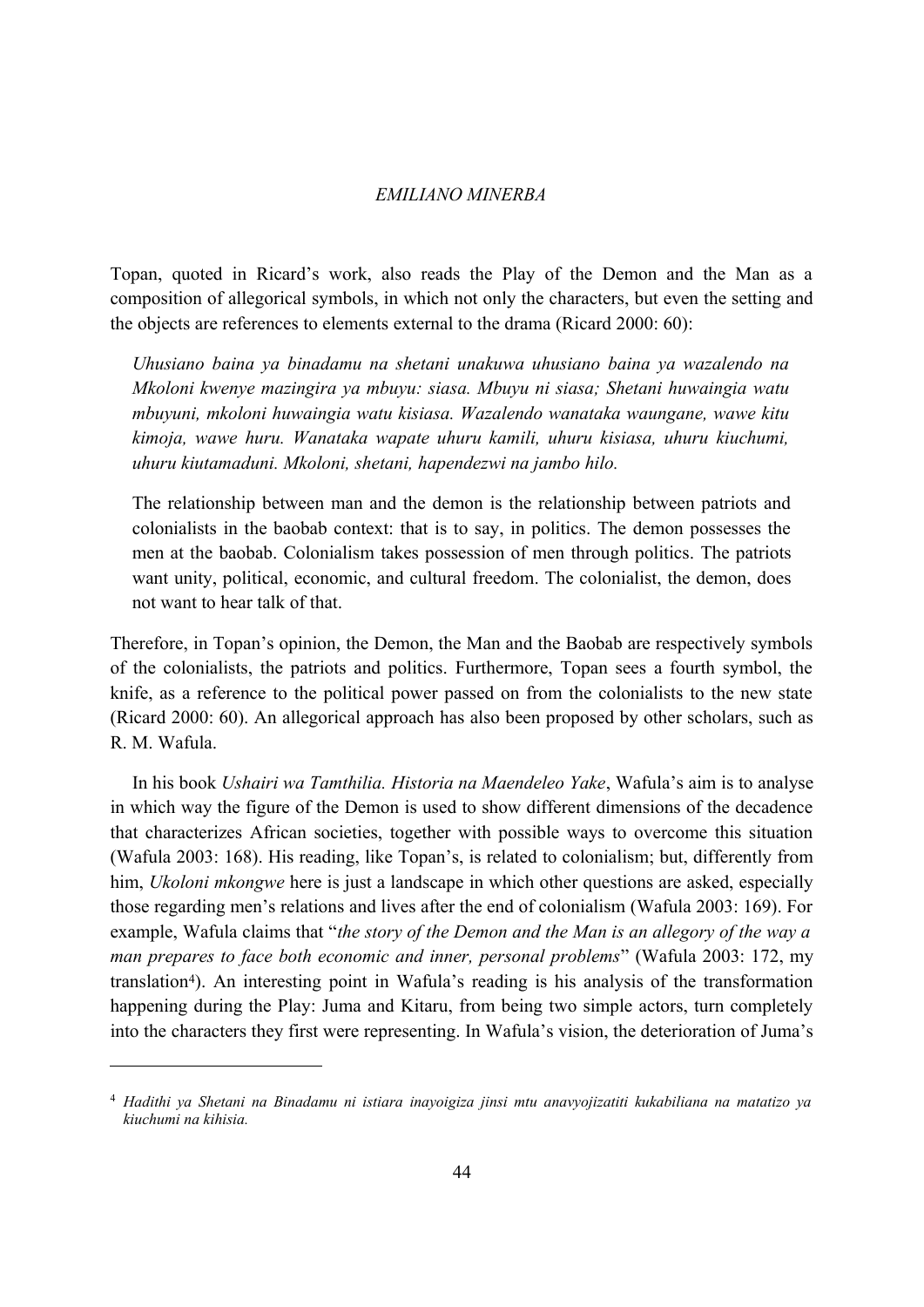Topan, quoted in Ricard's work, also reads the Play of the Demon and the Man as a composition of allegorical symbols, in which not only the characters, but even the setting and the objects are references to elements external to the drama (Ricard 2000: 60):

> *Uhusiano baina ya binadamu na shetani unakuwa uhusiano baina ya wazalendo na Mkoloni kwenye mazingira ya mbuyu: siasa. Mbuyu ni siasa; Shetani huwaingia watu mbuyuni, mkoloni huwaingia watu kisiasa. Wazalendo wanataka waungane, wawe kitu kimoja, wawe huru. Wanataka wapate uhuru kamili, uhuru kisiasa, uhuru kiuchumi, uhuru kiutamaduni. Mkoloni, shetani, hapendezwi na jambo hilo.*
>
> The relationship between man and the demon is the relationship between patriots and colonialists in the baobab context: that is to say, in politics. The demon possesses the men at the baobab. Colonialism takes possession of men through politics. The patriots want unity, political, economic, and cultural freedom. The colonialist, the demon, does not want to hear talk of that.

Therefore, in Topan's opinion, the Demon, the Man and the Baobab are respectively symbols of the colonialists, the patriots and politics. Furthermore, Topan sees a fourth symbol, the knife, as a reference to the political power passed on from the colonialists to the new state (Ricard 2000: 60). An allegorical approach has also been proposed by other scholars, such as R. M. Wafula.

In his book *Ushairi wa Tamthilia. Historia na Maendeleo Yake*, Wafula's aim is to analyse in which way the figure of the Demon is used to show different dimensions of the decadence that characterizes African societies, together with possible ways to overcome this situation (Wafula 2003: 168). His reading, like Topan's, is related to colonialism; but, differently from him, *Ukoloni mkongwe* here is just a landscape in which other questions are asked, especially those regarding men's relations and lives after the end of colonialism (Wafula 2003: 169). For example, Wafula claims that "*the story of the Demon and the Man is an allegory of the way a man prepares to face both economic and inner, personal problems*" (Wafula 2003: 172, my translation[4]). An interesting point in Wafula's reading is his analysis of the transformation happening during the Play: Juma and Kitaru, from being two simple actors, turn completely into the characters they first were representing. In Wafula's vision, the deterioration of Juma's

---

[4] *Hadithi ya Shetani na Binadamu ni istiara inayoigiza jinsi mtu anavyojizatiti kukabiliana na matatizo ya kiuchumi na kihisia.*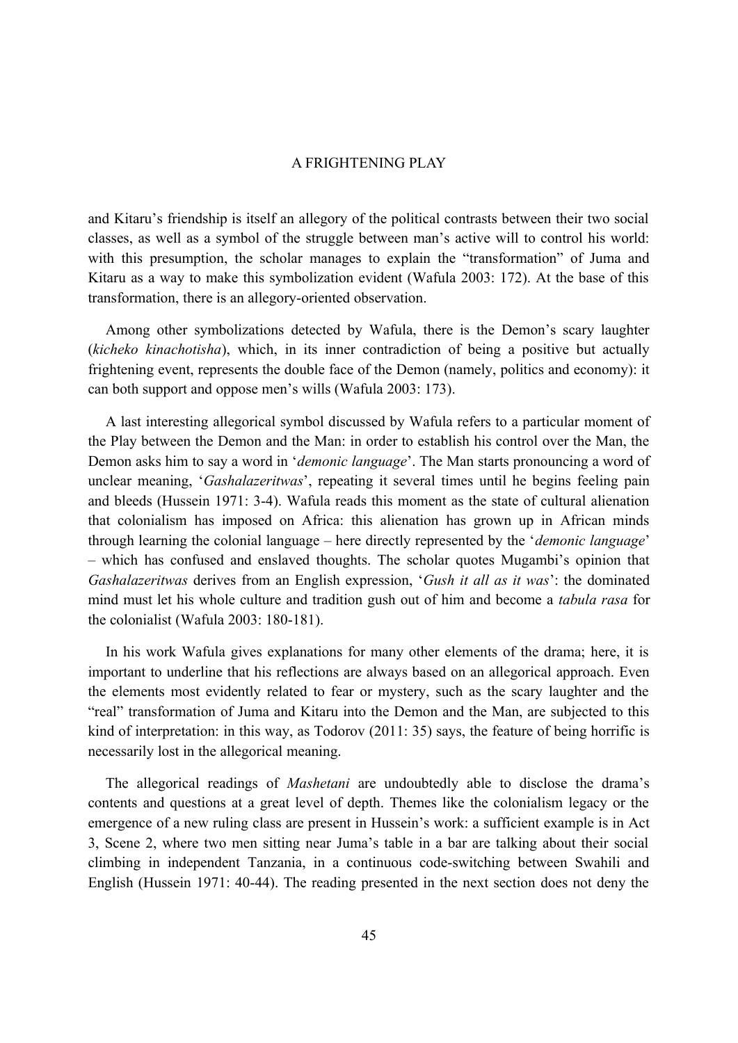and Kitaru's friendship is itself an allegory of the political contrasts between their two social classes, as well as a symbol of the struggle between man's active will to control his world: with this presumption, the scholar manages to explain the "transformation" of Juma and Kitaru as a way to make this symbolization evident (Wafula 2003: 172). At the base of this transformation, there is an allegory-oriented observation.

Among other symbolizations detected by Wafula, there is the Demon's scary laughter (*kicheko kinachotisha*), which, in its inner contradiction of being a positive but actually frightening event, represents the double face of the Demon (namely, politics and economy): it can both support and oppose men's wills (Wafula 2003: 173).

A last interesting allegorical symbol discussed by Wafula refers to a particular moment of the Play between the Demon and the Man: in order to establish his control over the Man, the Demon asks him to say a word in '*demonic language*'. The Man starts pronouncing a word of unclear meaning, '*Gashalazeritwas*', repeating it several times until he begins feeling pain and bleeds (Hussein 1971: 3-4). Wafula reads this moment as the state of cultural alienation that colonialism has imposed on Africa: this alienation has grown up in African minds through learning the colonial language – here directly represented by the '*demonic language*' – which has confused and enslaved thoughts. The scholar quotes Mugambi's opinion that *Gashalazeritwas* derives from an English expression, '*Gush it all as it was*': the dominated mind must let his whole culture and tradition gush out of him and become a *tabula rasa* for the colonialist (Wafula 2003: 180-181).

In his work Wafula gives explanations for many other elements of the drama; here, it is important to underline that his reflections are always based on an allegorical approach. Even the elements most evidently related to fear or mystery, such as the scary laughter and the "real" transformation of Juma and Kitaru into the Demon and the Man, are subjected to this kind of interpretation: in this way, as Todorov (2011: 35) says, the feature of being horrific is necessarily lost in the allegorical meaning.

The allegorical readings of *Mashetani* are undoubtedly able to disclose the drama's contents and questions at a great level of depth. Themes like the colonialism legacy or the emergence of a new ruling class are present in Hussein's work: a sufficient example is in Act 3, Scene 2, where two men sitting near Juma's table in a bar are talking about their social climbing in independent Tanzania, in a continuous code-switching between Swahili and English (Hussein 1971: 40-44). The reading presented in the next section does not deny the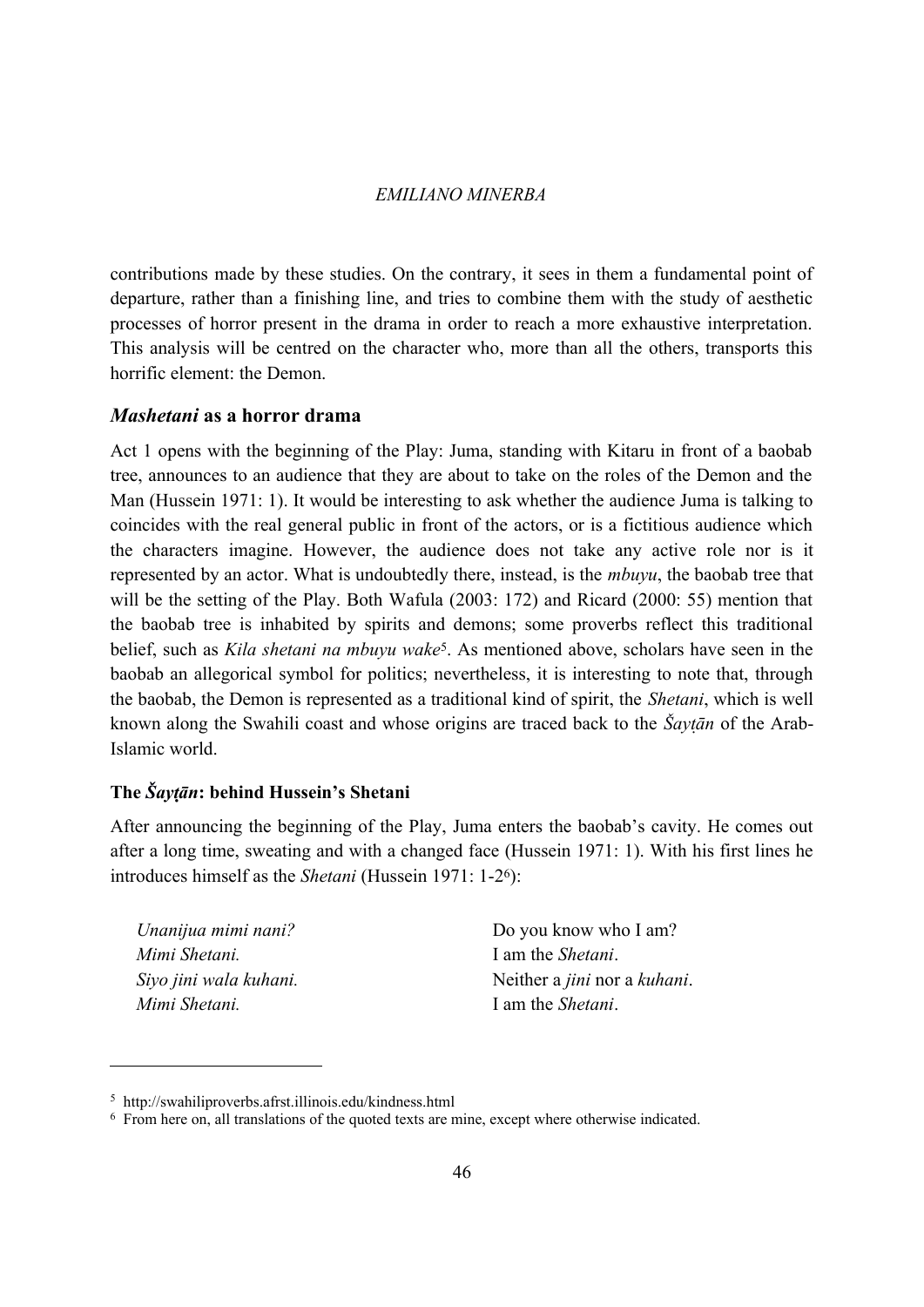contributions made by these studies. On the contrary, it sees in them a fundamental point of departure, rather than a finishing line, and tries to combine them with the study of aesthetic processes of horror present in the drama in order to reach a more exhaustive interpretation. This analysis will be centred on the character who, more than all the others, transports this horrific element: the Demon.

## *Mashetani* as a horror drama

Act 1 opens with the beginning of the Play: Juma, standing with Kitaru in front of a baobab tree, announces to an audience that they are about to take on the roles of the Demon and the Man (Hussein 1971: 1). It would be interesting to ask whether the audience Juma is talking to coincides with the real general public in front of the actors, or is a fictitious audience which the characters imagine. However, the audience does not take any active role nor is it represented by an actor. What is undoubtedly there, instead, is the *mbuyu*, the baobab tree that will be the setting of the Play. Both Wafula (2003: 172) and Ricard (2000: 55) mention that the baobab tree is inhabited by spirits and demons; some proverbs reflect this traditional belief, such as *Kila shetani na mbuyu wake*[5]. As mentioned above, scholars have seen in the baobab an allegorical symbol for politics; nevertheless, it is interesting to note that, through the baobab, the Demon is represented as a traditional kind of spirit, the *Shetani*, which is well known along the Swahili coast and whose origins are traced back to the *Šayṭān* of the Arab-Islamic world.

### The *Šayṭān*: behind Hussein's Shetani

After announcing the beginning of the Play, Juma enters the baobab's cavity. He comes out after a long time, sweating and with a changed face (Hussein 1971: 1). With his first lines he introduces himself as the *Shetani* (Hussein 1971: 1-2[6]):

| | |
|---|---|
| *Unanijua mimi nani?* | Do you know who I am? |
| *Mimi Shetani.* | I am the *Shetani*. |
| *Siyo jini wala kuhani.* | Neither a *jini* nor a *kuhani*. |
| *Mimi Shetani.* | I am the *Shetani*. |

[5] http://swahiliproverbs.afrst.illinois.edu/kindness.html

[6] From here on, all translations of the quoted texts are mine, except where otherwise indicated.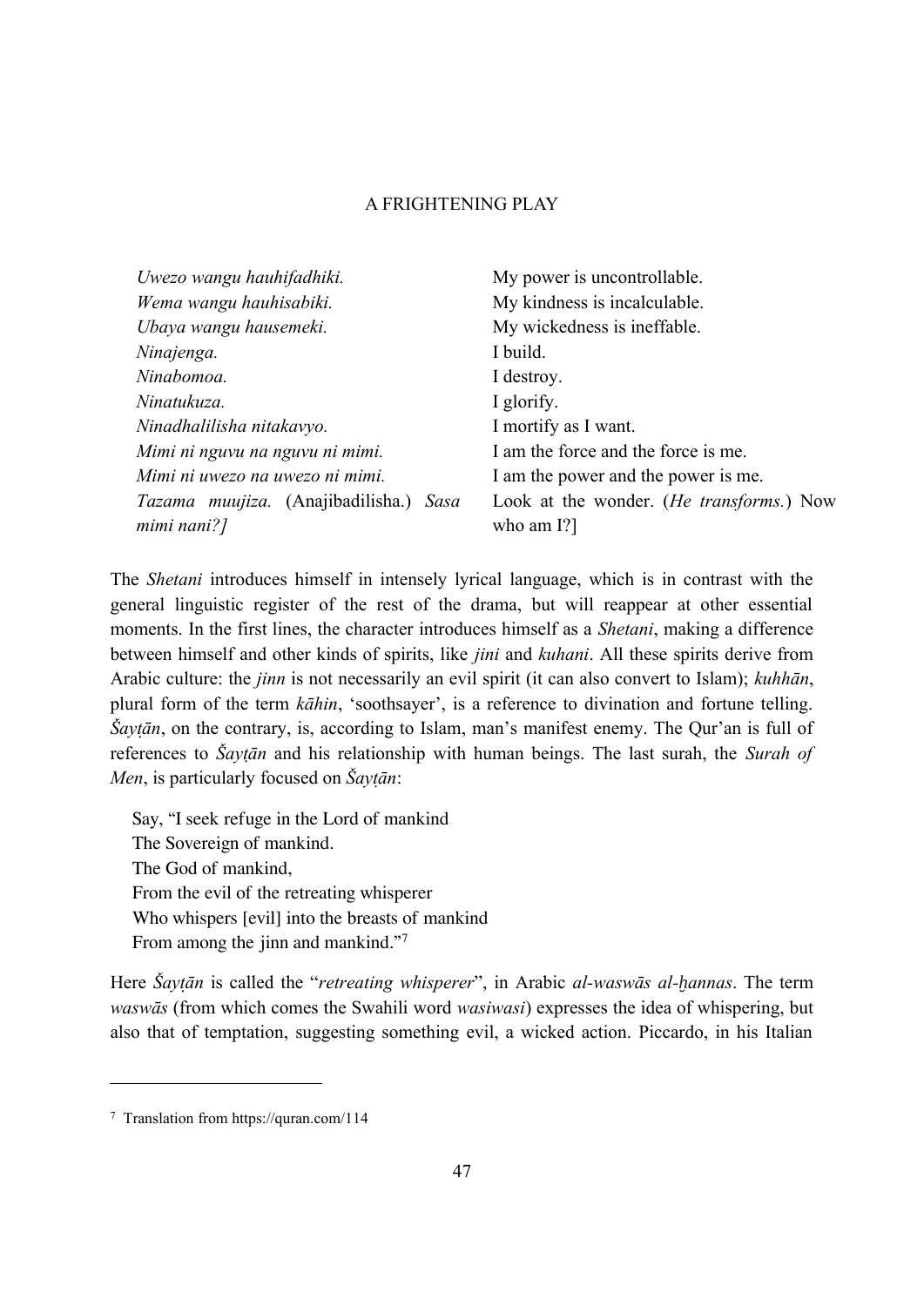| | |
|---|---|
| *Uwezo wangu hauhifadhiki.* | My power is uncontrollable. |
| *Wema wangu hauhisabiki.* | My kindness is incalculable. |
| *Ubaya wangu hausemeki.* | My wickedness is ineffable. |
| *Ninajenga.* | I build. |
| *Ninabomoa.* | I destroy. |
| *Ninatukuza.* | I glorify. |
| *Ninadhalilisha nitakavyo.* | I mortify as I want. |
| *Mimi ni nguvu na nguvu ni mimi.* | I am the force and the force is me. |
| *Mimi ni uwezo na uwezo ni mimi.* | I am the power and the power is me. |
| *Tazama muujiza.* (Anajibadilisha.) *Sasa mimi nani?]* | Look at the wonder. (*He transforms.*) Now who am I?] |

The *Shetani* introduces himself in intensely lyrical language, which is in contrast with the general linguistic register of the rest of the drama, but will reappear at other essential moments. In the first lines, the character introduces himself as a *Shetani*, making a difference between himself and other kinds of spirits, like *jini* and *kuhani*. All these spirits derive from Arabic culture: the *jinn* is not necessarily an evil spirit (it can also convert to Islam); *kuhhān*, plural form of the term *kāhin*, 'soothsayer', is a reference to divination and fortune telling. *Šayṭān*, on the contrary, is, according to Islam, man's manifest enemy. The Qur'an is full of references to *Šayṭān* and his relationship with human beings. The last surah, the *Surah of Men*, is particularly focused on *Šayṭān*:

> Say, "I seek refuge in the Lord of mankind
> The Sovereign of mankind.
> The God of mankind,
> From the evil of the retreating whisperer
> Who whispers [evil] into the breasts of mankind
> From among the jinn and mankind."[7]

Here *Šayṭān* is called the "*retreating whisperer*", in Arabic *al-waswās al-ẖannas*. The term *waswās* (from which comes the Swahili word *wasiwasi*) expresses the idea of whispering, but also that of temptation, suggesting something evil, a wicked action. Piccardo, in his Italian

[7] Translation from https://quran.com/114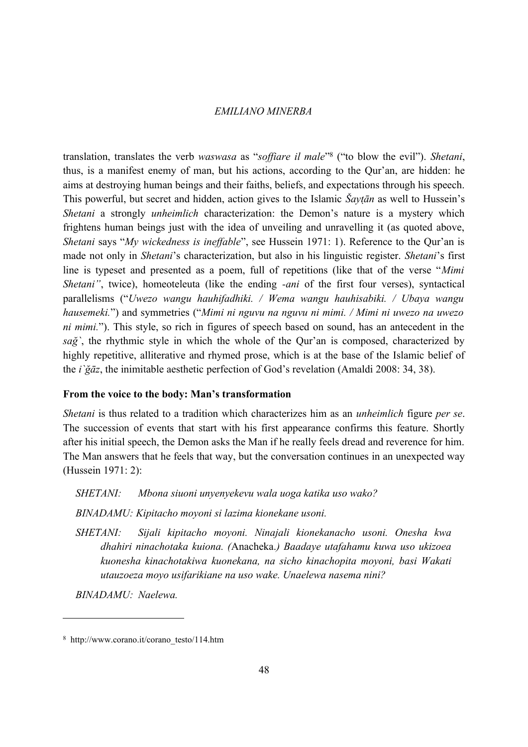translation, translates the verb *waswasa* as "*soffiare il male*"[8] ("to blow the evil"). *Shetani*, thus, is a manifest enemy of man, but his actions, according to the Qur'an, are hidden: he aims at destroying human beings and their faiths, beliefs, and expectations through his speech. This powerful, but secret and hidden, action gives to the Islamic *Šayṭān* as well to Hussein's *Shetani* a strongly *unheimlich* characterization: the Demon's nature is a mystery which frightens human beings just with the idea of unveiling and unravelling it (as quoted above, *Shetani* says "*My wickedness is ineffable*", see Hussein 1971: 1). Reference to the Qur'an is made not only in *Shetani*'s characterization, but also in his linguistic register. *Shetani*'s first line is typeset and presented as a poem, full of repetitions (like that of the verse "*Mimi Shetani"*, twice), homoeoteleuta (like the ending *-ani* of the first four verses), syntactical parallelisms ("*Uwezo wangu hauhifadhiki. / Wema wangu hauhisabiki. / Ubaya wangu hausemeki.*") and symmetries ("*Mimi ni nguvu na nguvu ni mimi. / Mimi ni uwezo na uwezo ni mimi.*"). This style, so rich in figures of speech based on sound, has an antecedent in the *sağ`*, the rhythmic style in which the whole of the Qur'an is composed, characterized by highly repetitive, alliterative and rhymed prose, which is at the base of the Islamic belief of the *i`ğāz*, the inimitable aesthetic perfection of God's revelation (Amaldi 2008: 34, 38).

**From the voice to the body: Man's transformation**

*Shetani* is thus related to a tradition which characterizes him as an *unheimlich* figure *per se*. The succession of events that start with his first appearance confirms this feature. Shortly after his initial speech, the Demon asks the Man if he really feels dread and reverence for him. The Man answers that he feels that way, but the conversation continues in an unexpected way (Hussein 1971: 2):

> *SHETANI: Mbona siuoni unyenyekevu wala uoga katika uso wako?*
>
> *BINADAMU: Kipitacho moyoni si lazima kionekane usoni.*
>
> *SHETANI: Sijali kipitacho moyoni. Ninajali kionekanacho usoni. Onesha kwa dhahiri ninachotaka kuiona. (*Anacheka.*) Baadaye utafahamu kuwa uso ukizoea kuonesha kinachotakiwa kuonekana, na sicho kinachopita moyoni, basi Wakati utauzoeza moyo usifarikiane na uso wake. Unaelewa nasema nini?*
>
> *BINADAMU: Naelewa.*

[8] http://www.corano.it/corano_testo/114.htm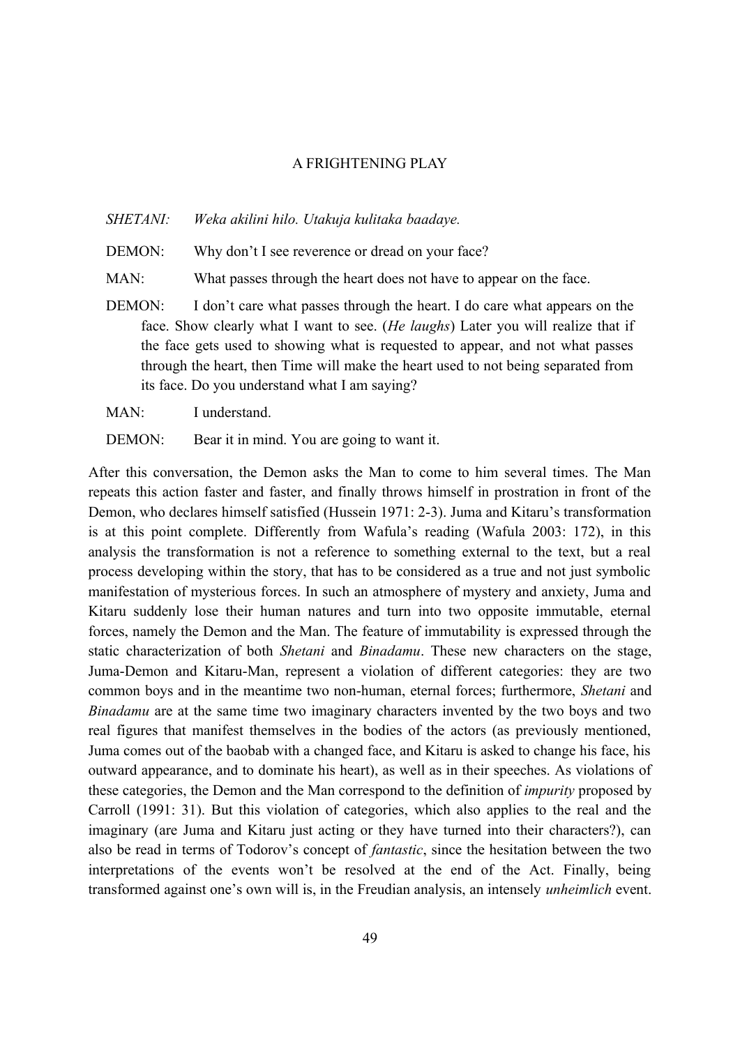*SHETANI:* *Weka akilini hilo. Utakuja kulitaka baadaye.*

DEMON: Why don't I see reverence or dread on your face?

MAN: What passes through the heart does not have to appear on the face.

DEMON: I don't care what passes through the heart. I do care what appears on the face. Show clearly what I want to see. (*He laughs*) Later you will realize that if the face gets used to showing what is requested to appear, and not what passes through the heart, then Time will make the heart used to not being separated from its face. Do you understand what I am saying?

MAN: I understand.

DEMON: Bear it in mind. You are going to want it.

After this conversation, the Demon asks the Man to come to him several times. The Man repeats this action faster and faster, and finally throws himself in prostration in front of the Demon, who declares himself satisfied (Hussein 1971: 2-3). Juma and Kitaru's transformation is at this point complete. Differently from Wafula's reading (Wafula 2003: 172), in this analysis the transformation is not a reference to something external to the text, but a real process developing within the story, that has to be considered as a true and not just symbolic manifestation of mysterious forces. In such an atmosphere of mystery and anxiety, Juma and Kitaru suddenly lose their human natures and turn into two opposite immutable, eternal forces, namely the Demon and the Man. The feature of immutability is expressed through the static characterization of both *Shetani* and *Binadamu*. These new characters on the stage, Juma-Demon and Kitaru-Man, represent a violation of different categories: they are two common boys and in the meantime two non-human, eternal forces; furthermore, *Shetani* and *Binadamu* are at the same time two imaginary characters invented by the two boys and two real figures that manifest themselves in the bodies of the actors (as previously mentioned, Juma comes out of the baobab with a changed face, and Kitaru is asked to change his face, his outward appearance, and to dominate his heart), as well as in their speeches. As violations of these categories, the Demon and the Man correspond to the definition of *impurity* proposed by Carroll (1991: 31). But this violation of categories, which also applies to the real and the imaginary (are Juma and Kitaru just acting or they have turned into their characters?), can also be read in terms of Todorov's concept of *fantastic*, since the hesitation between the two interpretations of the events won't be resolved at the end of the Act. Finally, being transformed against one's own will is, in the Freudian analysis, an intensely *unheimlich* event.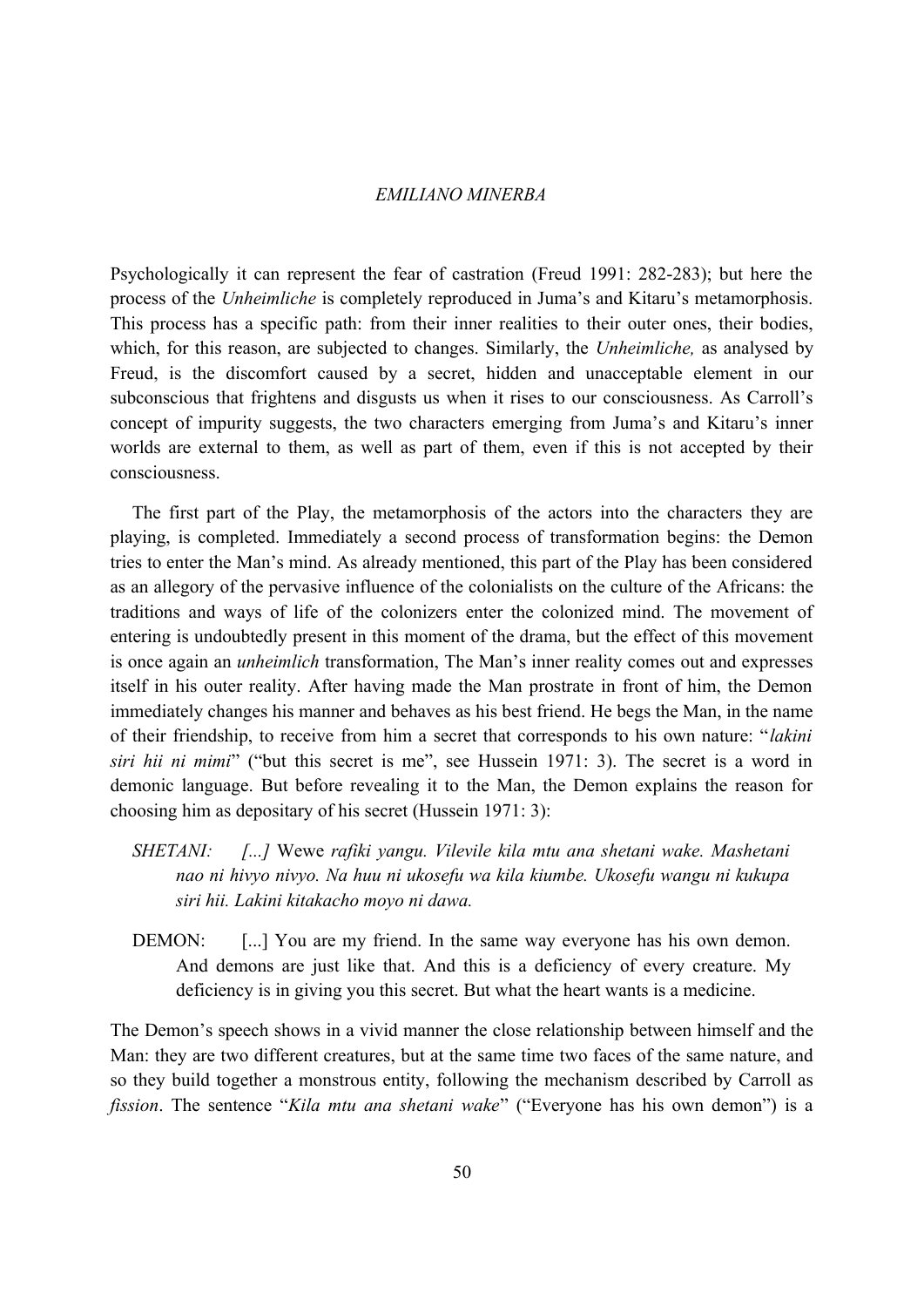Psychologically it can represent the fear of castration (Freud 1991: 282-283); but here the process of the *Unheimliche* is completely reproduced in Juma's and Kitaru's metamorphosis. This process has a specific path: from their inner realities to their outer ones, their bodies, which, for this reason, are subjected to changes. Similarly, the *Unheimliche,* as analysed by Freud, is the discomfort caused by a secret, hidden and unacceptable element in our subconscious that frightens and disgusts us when it rises to our consciousness. As Carroll's concept of impurity suggests, the two characters emerging from Juma's and Kitaru's inner worlds are external to them, as well as part of them, even if this is not accepted by their consciousness.

The first part of the Play, the metamorphosis of the actors into the characters they are playing, is completed. Immediately a second process of transformation begins: the Demon tries to enter the Man's mind. As already mentioned, this part of the Play has been considered as an allegory of the pervasive influence of the colonialists on the culture of the Africans: the traditions and ways of life of the colonizers enter the colonized mind. The movement of entering is undoubtedly present in this moment of the drama, but the effect of this movement is once again an *unheimlich* transformation, The Man's inner reality comes out and expresses itself in his outer reality. After having made the Man prostrate in front of him, the Demon immediately changes his manner and behaves as his best friend. He begs the Man, in the name of their friendship, to receive from him a secret that corresponds to his own nature: "*lakini siri hii ni mimi*" ("but this secret is me", see Hussein 1971: 3). The secret is a word in demonic language. But before revealing it to the Man, the Demon explains the reason for choosing him as depositary of his secret (Hussein 1971: 3):

> *SHETANI: [...]* Wewe *rafiki yangu. Vilevile kila mtu ana shetani wake. Mashetani nao ni hivyo nivyo. Na huu ni ukosefu wa kila kiumbe. Ukosefu wangu ni kukupa siri hii. Lakini kitakacho moyo ni dawa.*

> DEMON: [...] You are my friend. In the same way everyone has his own demon. And demons are just like that. And this is a deficiency of every creature. My deficiency is in giving you this secret. But what the heart wants is a medicine.

The Demon's speech shows in a vivid manner the close relationship between himself and the Man: they are two different creatures, but at the same time two faces of the same nature, and so they build together a monstrous entity, following the mechanism described by Carroll as *fission*. The sentence "*Kila mtu ana shetani wake*" ("Everyone has his own demon") is a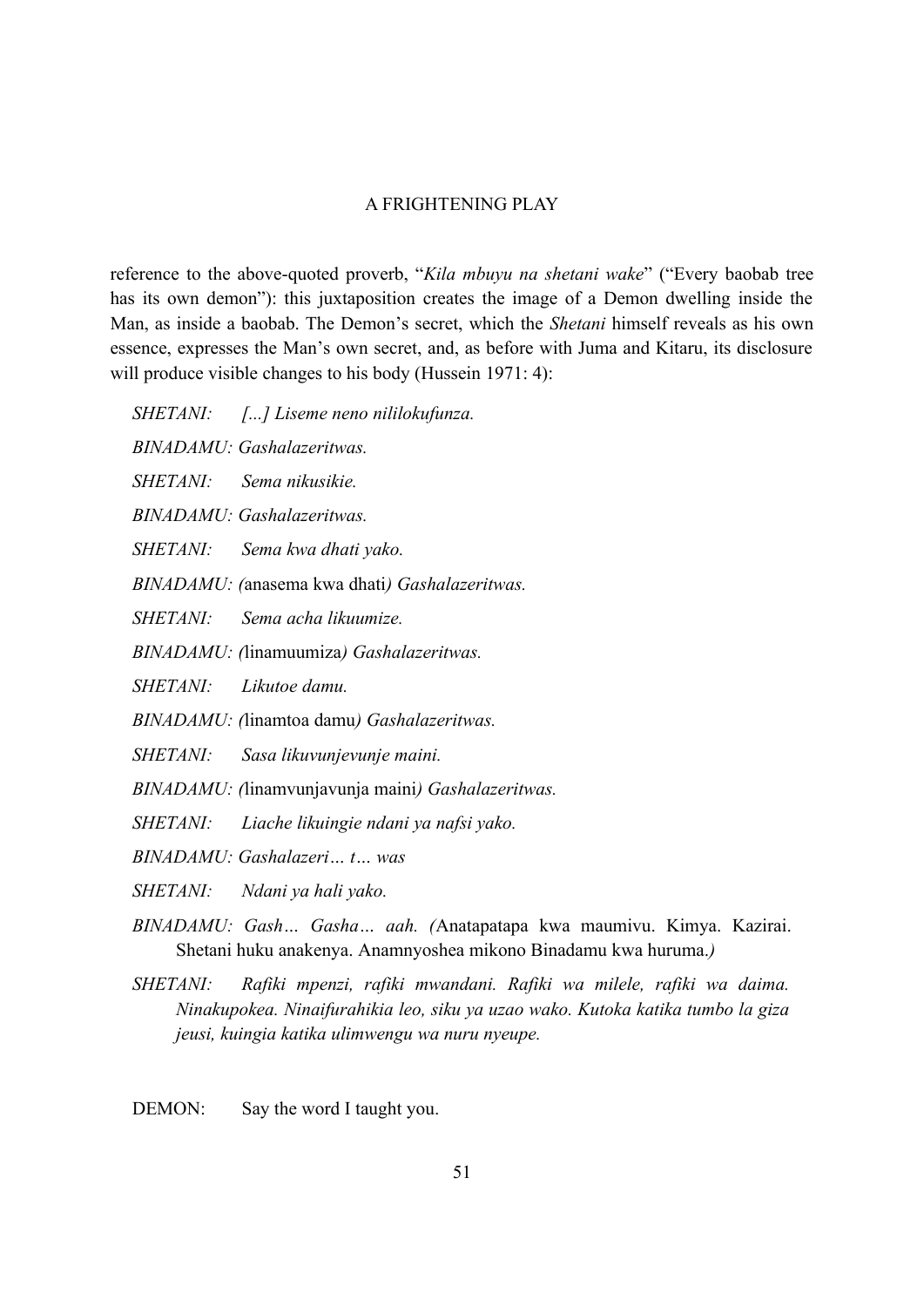reference to the above-quoted proverb, "*Kila mbuyu na shetani wake*" ("Every baobab tree has its own demon"): this juxtaposition creates the image of a Demon dwelling inside the Man, as inside a baobab. The Demon's secret, which the *Shetani* himself reveals as his own essence, expresses the Man's own secret, and, as before with Juma and Kitaru, its disclosure will produce visible changes to his body (Hussein 1971: 4):

*SHETANI: [...] Liseme neno nililokufunza.*

*BINADAMU: Gashalazeritwas.*

*SHETANI: Sema nikusikie.*

*BINADAMU: Gashalazeritwas.*

*SHETANI: Sema kwa dhati yako.*

*BINADAMU: (*anasema kwa dhati*) Gashalazeritwas.*

*SHETANI: Sema acha likuumize.*

*BINADAMU: (*linamuumiza*) Gashalazeritwas.*

*SHETANI: Likutoe damu.*

*BINADAMU: (*linamtoa damu*) Gashalazeritwas.*

*SHETANI: Sasa likuvunjevunje maini.*

*BINADAMU: (*linamvunjavunja maini*) Gashalazeritwas.*

*SHETANI: Liache likuingie ndani ya nafsi yako.*

*BINADAMU: Gashalazeri… t… was*

*SHETANI: Ndani ya hali yako.*

*BINADAMU: Gash… Gasha… aah. (*Anatapatapa kwa maumivu. Kimya. Kazirai. Shetani huku anakenya. Anamnyoshea mikono Binadamu kwa huruma.*)*

*SHETANI: Rafiki mpenzi, rafiki mwandani. Rafiki wa milele, rafiki wa daima. Ninakupokea. Ninaifurahikia leo, siku ya uzao wako. Kutoka katika tumbo la giza jeusi, kuingia katika ulimwengu wa nuru nyeupe.*

DEMON: Say the word I taught you.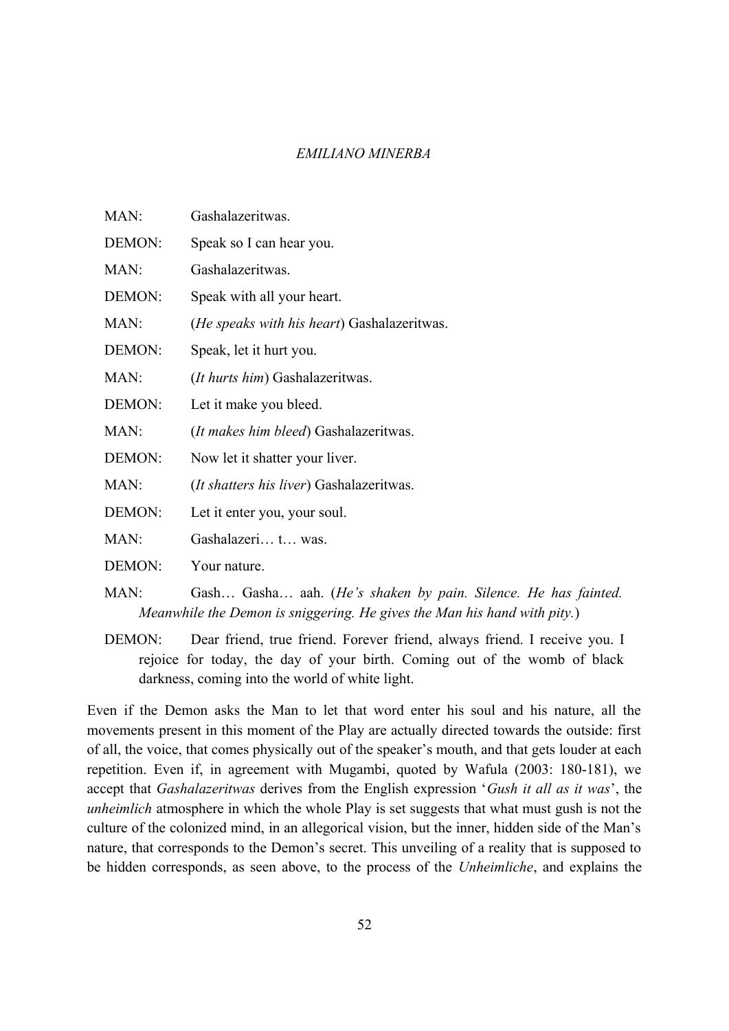MAN: Gashalazeritwas.

DEMON: Speak so I can hear you.

MAN: Gashalazeritwas.

DEMON: Speak with all your heart.

MAN: (*He speaks with his heart*) Gashalazeritwas.

DEMON: Speak, let it hurt you.

MAN: (*It hurts him*) Gashalazeritwas.

DEMON: Let it make you bleed.

MAN: (*It makes him bleed*) Gashalazeritwas.

DEMON: Now let it shatter your liver.

MAN: (*It shatters his liver*) Gashalazeritwas.

DEMON: Let it enter you, your soul.

MAN: Gashalazeri… t… was.

DEMON: Your nature.

MAN: Gash… Gasha… aah. (*He's shaken by pain. Silence. He has fainted. Meanwhile the Demon is sniggering. He gives the Man his hand with pity.*)

DEMON: Dear friend, true friend. Forever friend, always friend. I receive you. I rejoice for today, the day of your birth. Coming out of the womb of black darkness, coming into the world of white light.

Even if the Demon asks the Man to let that word enter his soul and his nature, all the movements present in this moment of the Play are actually directed towards the outside: first of all, the voice, that comes physically out of the speaker's mouth, and that gets louder at each repetition. Even if, in agreement with Mugambi, quoted by Wafula (2003: 180-181), we accept that *Gashalazeritwas* derives from the English expression '*Gush it all as it was*', the *unheimlich* atmosphere in which the whole Play is set suggests that what must gush is not the culture of the colonized mind, in an allegorical vision, but the inner, hidden side of the Man's nature, that corresponds to the Demon's secret. This unveiling of a reality that is supposed to be hidden corresponds, as seen above, to the process of the *Unheimliche*, and explains the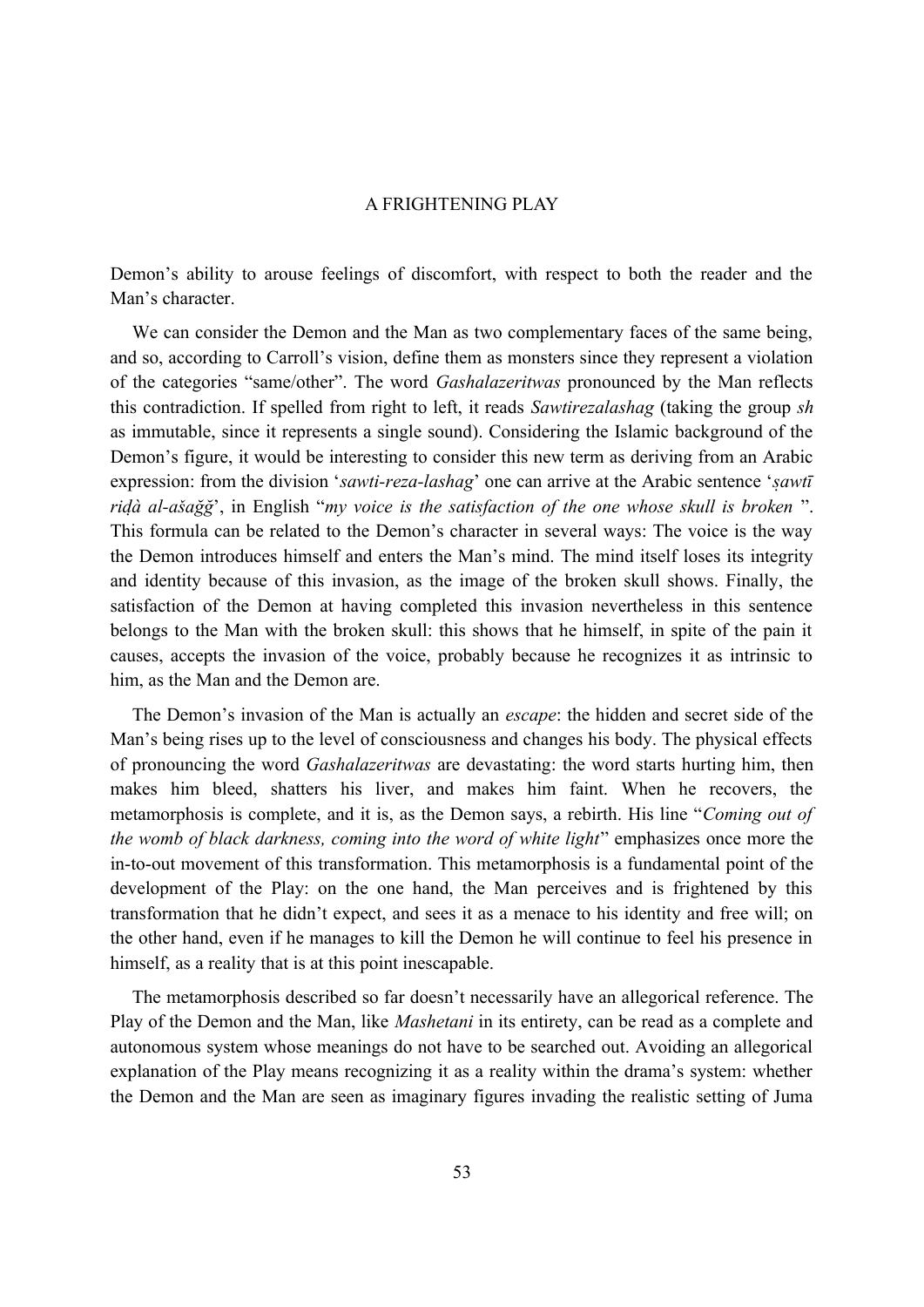Demon's ability to arouse feelings of discomfort, with respect to both the reader and the Man's character.

We can consider the Demon and the Man as two complementary faces of the same being, and so, according to Carroll's vision, define them as monsters since they represent a violation of the categories "same/other". The word *Gashalazeritwas* pronounced by the Man reflects this contradiction. If spelled from right to left, it reads *Sawtirezalashag* (taking the group *sh* as immutable, since it represents a single sound). Considering the Islamic background of the Demon's figure, it would be interesting to consider this new term as deriving from an Arabic expression: from the division '*sawti-reza-lashag*' one can arrive at the Arabic sentence '*ṣawtī riḍà al-ašağğ*', in English "*my voice is the satisfaction of the one whose skull is broken* ". This formula can be related to the Demon's character in several ways: The voice is the way the Demon introduces himself and enters the Man's mind. The mind itself loses its integrity and identity because of this invasion, as the image of the broken skull shows. Finally, the satisfaction of the Demon at having completed this invasion nevertheless in this sentence belongs to the Man with the broken skull: this shows that he himself, in spite of the pain it causes, accepts the invasion of the voice, probably because he recognizes it as intrinsic to him, as the Man and the Demon are.

The Demon's invasion of the Man is actually an *escape*: the hidden and secret side of the Man's being rises up to the level of consciousness and changes his body. The physical effects of pronouncing the word *Gashalazeritwas* are devastating: the word starts hurting him, then makes him bleed, shatters his liver, and makes him faint. When he recovers, the metamorphosis is complete, and it is, as the Demon says, a rebirth. His line "*Coming out of the womb of black darkness, coming into the word of white light*" emphasizes once more the in-to-out movement of this transformation. This metamorphosis is a fundamental point of the development of the Play: on the one hand, the Man perceives and is frightened by this transformation that he didn't expect, and sees it as a menace to his identity and free will; on the other hand, even if he manages to kill the Demon he will continue to feel his presence in himself, as a reality that is at this point inescapable.

The metamorphosis described so far doesn't necessarily have an allegorical reference. The Play of the Demon and the Man, like *Mashetani* in its entirety, can be read as a complete and autonomous system whose meanings do not have to be searched out. Avoiding an allegorical explanation of the Play means recognizing it as a reality within the drama's system: whether the Demon and the Man are seen as imaginary figures invading the realistic setting of Juma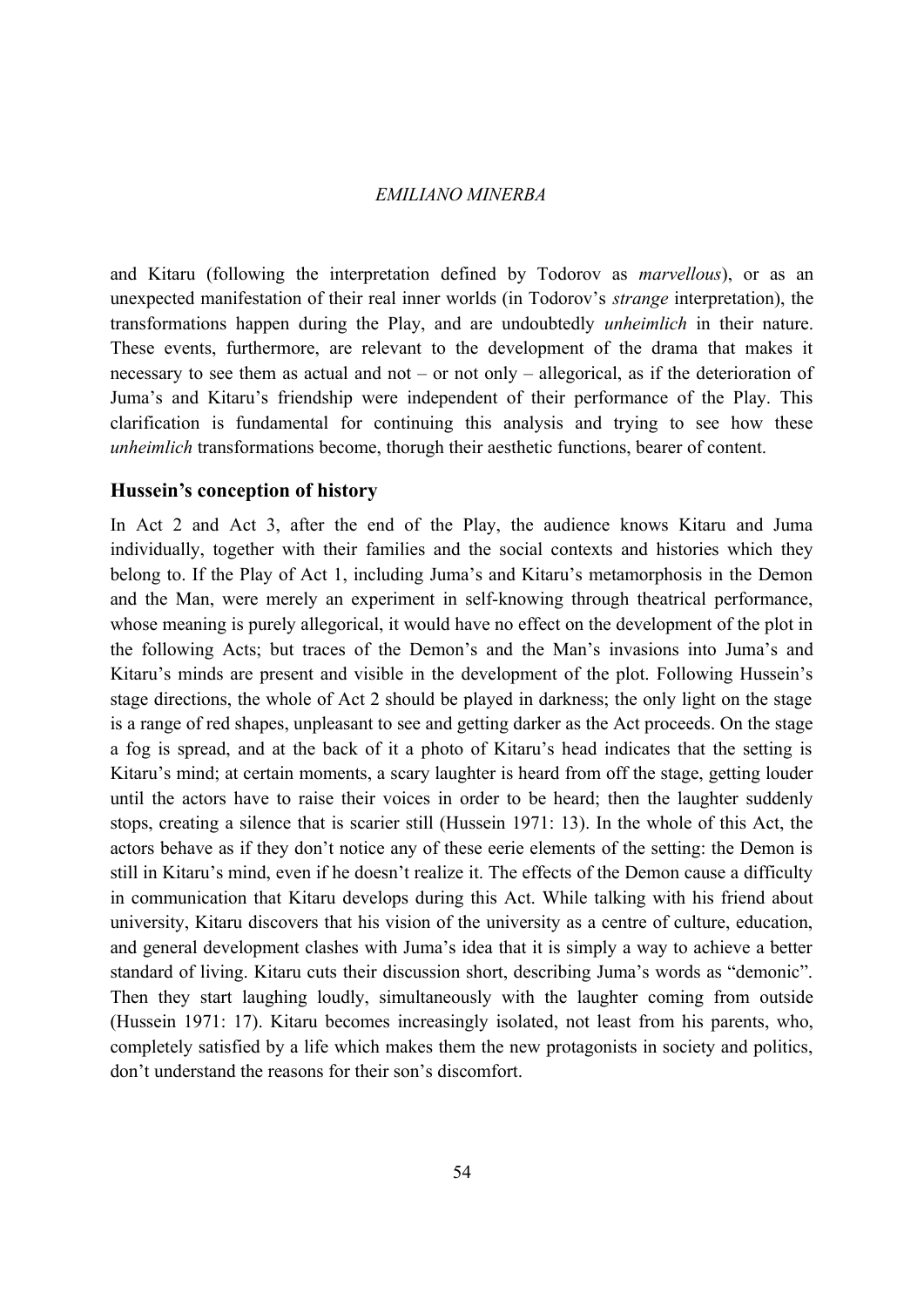and Kitaru (following the interpretation defined by Todorov as *marvellous*), or as an unexpected manifestation of their real inner worlds (in Todorov's *strange* interpretation), the transformations happen during the Play, and are undoubtedly *unheimlich* in their nature. These events, furthermore, are relevant to the development of the drama that makes it necessary to see them as actual and not – or not only – allegorical, as if the deterioration of Juma's and Kitaru's friendship were independent of their performance of the Play. This clarification is fundamental for continuing this analysis and trying to see how these *unheimlich* transformations become, thorugh their aesthetic functions, bearer of content.

## Hussein's conception of history

In Act 2 and Act 3, after the end of the Play, the audience knows Kitaru and Juma individually, together with their families and the social contexts and histories which they belong to. If the Play of Act 1, including Juma's and Kitaru's metamorphosis in the Demon and the Man, were merely an experiment in self-knowing through theatrical performance, whose meaning is purely allegorical, it would have no effect on the development of the plot in the following Acts; but traces of the Demon's and the Man's invasions into Juma's and Kitaru's minds are present and visible in the development of the plot. Following Hussein's stage directions, the whole of Act 2 should be played in darkness; the only light on the stage is a range of red shapes, unpleasant to see and getting darker as the Act proceeds. On the stage a fog is spread, and at the back of it a photo of Kitaru's head indicates that the setting is Kitaru's mind; at certain moments, a scary laughter is heard from off the stage, getting louder until the actors have to raise their voices in order to be heard; then the laughter suddenly stops, creating a silence that is scarier still (Hussein 1971: 13). In the whole of this Act, the actors behave as if they don't notice any of these eerie elements of the setting: the Demon is still in Kitaru's mind, even if he doesn't realize it. The effects of the Demon cause a difficulty in communication that Kitaru develops during this Act. While talking with his friend about university, Kitaru discovers that his vision of the university as a centre of culture, education, and general development clashes with Juma's idea that it is simply a way to achieve a better standard of living. Kitaru cuts their discussion short, describing Juma's words as "demonic". Then they start laughing loudly, simultaneously with the laughter coming from outside (Hussein 1971: 17). Kitaru becomes increasingly isolated, not least from his parents, who, completely satisfied by a life which makes them the new protagonists in society and politics, don't understand the reasons for their son's discomfort.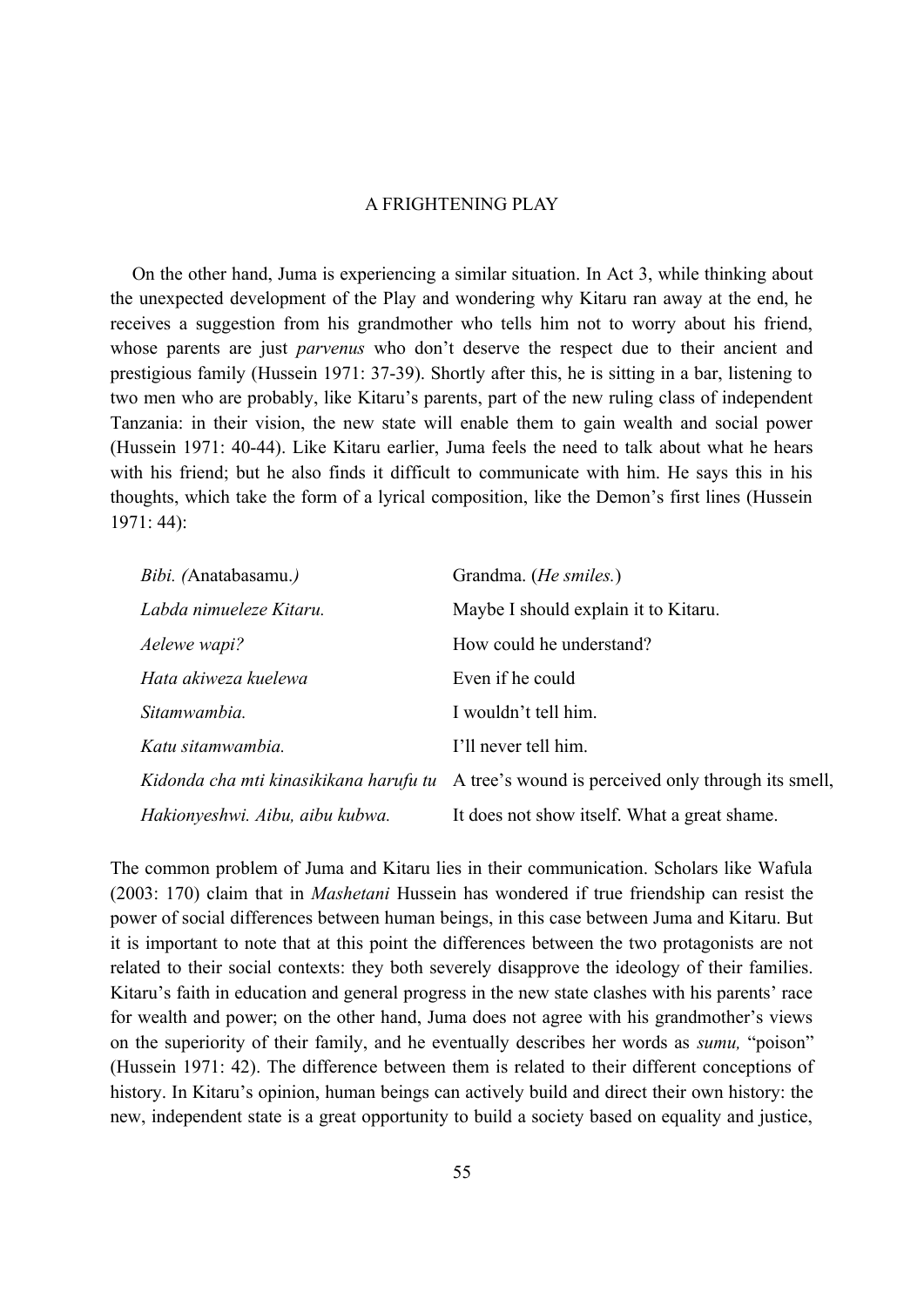On the other hand, Juma is experiencing a similar situation. In Act 3, while thinking about the unexpected development of the Play and wondering why Kitaru ran away at the end, he receives a suggestion from his grandmother who tells him not to worry about his friend, whose parents are just *parvenus* who don't deserve the respect due to their ancient and prestigious family (Hussein 1971: 37-39). Shortly after this, he is sitting in a bar, listening to two men who are probably, like Kitaru's parents, part of the new ruling class of independent Tanzania: in their vision, the new state will enable them to gain wealth and social power (Hussein 1971: 40-44). Like Kitaru earlier, Juma feels the need to talk about what he hears with his friend; but he also finds it difficult to communicate with him. He says this in his thoughts, which take the form of a lyrical composition, like the Demon's first lines (Hussein 1971: 44):

| | |
|---|---|
| *Bibi. (*Anatabasamu.*)* | Grandma. (*He smiles.*) |
| *Labda nimueleze Kitaru.* | Maybe I should explain it to Kitaru. |
| *Aelewe wapi?* | How could he understand? |
| *Hata akiweza kuelewa* | Even if he could |
| *Sitamwambia.* | I wouldn't tell him. |
| *Katu sitamwambia.* | I'll never tell him. |
| *Kidonda cha mti kinasikikana harufu tu* | A tree's wound is perceived only through its smell, |
| *Hakionyeshwi. Aibu, aibu kubwa.* | It does not show itself. What a great shame. |

The common problem of Juma and Kitaru lies in their communication. Scholars like Wafula (2003: 170) claim that in *Mashetani* Hussein has wondered if true friendship can resist the power of social differences between human beings, in this case between Juma and Kitaru. But it is important to note that at this point the differences between the two protagonists are not related to their social contexts: they both severely disapprove the ideology of their families. Kitaru's faith in education and general progress in the new state clashes with his parents' race for wealth and power; on the other hand, Juma does not agree with his grandmother's views on the superiority of their family, and he eventually describes her words as *sumu,* "poison" (Hussein 1971: 42). The difference between them is related to their different conceptions of history. In Kitaru's opinion, human beings can actively build and direct their own history: the new, independent state is a great opportunity to build a society based on equality and justice,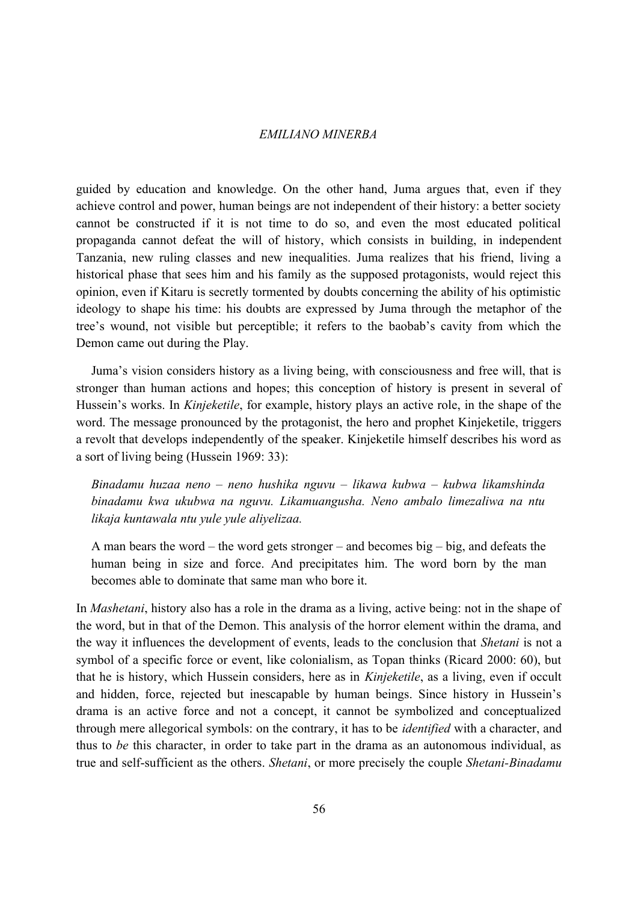guided by education and knowledge. On the other hand, Juma argues that, even if they achieve control and power, human beings are not independent of their history: a better society cannot be constructed if it is not time to do so, and even the most educated political propaganda cannot defeat the will of history, which consists in building, in independent Tanzania, new ruling classes and new inequalities. Juma realizes that his friend, living a historical phase that sees him and his family as the supposed protagonists, would reject this opinion, even if Kitaru is secretly tormented by doubts concerning the ability of his optimistic ideology to shape his time: his doubts are expressed by Juma through the metaphor of the tree's wound, not visible but perceptible; it refers to the baobab's cavity from which the Demon came out during the Play.

Juma's vision considers history as a living being, with consciousness and free will, that is stronger than human actions and hopes; this conception of history is present in several of Hussein's works. In *Kinjeketile*, for example, history plays an active role, in the shape of the word. The message pronounced by the protagonist, the hero and prophet Kinjeketile, triggers a revolt that develops independently of the speaker. Kinjeketile himself describes his word as a sort of living being (Hussein 1969: 33):

> *Binadamu huzaa neno – neno hushika nguvu – likawa kubwa – kubwa likamshinda binadamu kwa ukubwa na nguvu. Likamuangusha. Neno ambalo limezaliwa na ntu likaja kuntawala ntu yule yule aliyelizaa.*
>
> A man bears the word – the word gets stronger – and becomes big – big, and defeats the human being in size and force. And precipitates him. The word born by the man becomes able to dominate that same man who bore it.

In *Mashetani*, history also has a role in the drama as a living, active being: not in the shape of the word, but in that of the Demon. This analysis of the horror element within the drama, and the way it influences the development of events, leads to the conclusion that *Shetani* is not a symbol of a specific force or event, like colonialism, as Topan thinks (Ricard 2000: 60), but that he is history, which Hussein considers, here as in *Kinjeketile*, as a living, even if occult and hidden, force, rejected but inescapable by human beings. Since history in Hussein's drama is an active force and not a concept, it cannot be symbolized and conceptualized through mere allegorical symbols: on the contrary, it has to be *identified* with a character, and thus to *be* this character, in order to take part in the drama as an autonomous individual, as true and self-sufficient as the others. *Shetani*, or more precisely the couple *Shetani-Binadamu*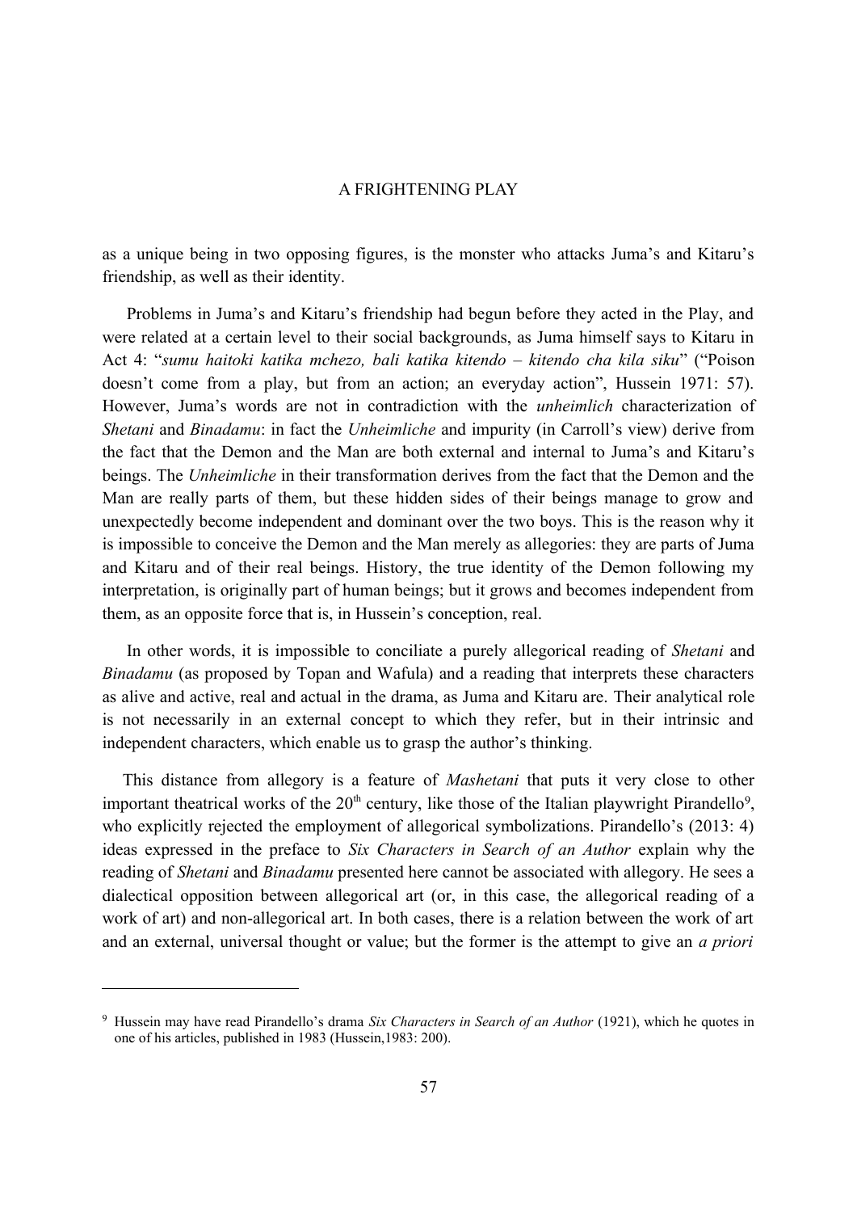as a unique being in two opposing figures, is the monster who attacks Juma's and Kitaru's friendship, as well as their identity.

Problems in Juma's and Kitaru's friendship had begun before they acted in the Play, and were related at a certain level to their social backgrounds, as Juma himself says to Kitaru in Act 4: "*sumu haitoki katika mchezo, bali katika kitendo – kitendo cha kila siku*" ("Poison doesn't come from a play, but from an action; an everyday action", Hussein 1971: 57). However, Juma's words are not in contradiction with the *unheimlich* characterization of *Shetani* and *Binadamu*: in fact the *Unheimliche* and impurity (in Carroll's view) derive from the fact that the Demon and the Man are both external and internal to Juma's and Kitaru's beings. The *Unheimliche* in their transformation derives from the fact that the Demon and the Man are really parts of them, but these hidden sides of their beings manage to grow and unexpectedly become independent and dominant over the two boys. This is the reason why it is impossible to conceive the Demon and the Man merely as allegories: they are parts of Juma and Kitaru and of their real beings. History, the true identity of the Demon following my interpretation, is originally part of human beings; but it grows and becomes independent from them, as an opposite force that is, in Hussein's conception, real.

In other words, it is impossible to conciliate a purely allegorical reading of *Shetani* and *Binadamu* (as proposed by Topan and Wafula) and a reading that interprets these characters as alive and active, real and actual in the drama, as Juma and Kitaru are. Their analytical role is not necessarily in an external concept to which they refer, but in their intrinsic and independent characters, which enable us to grasp the author's thinking.

This distance from allegory is a feature of *Mashetani* that puts it very close to other important theatrical works of the 20th century, like those of the Italian playwright Pirandello[9], who explicitly rejected the employment of allegorical symbolizations. Pirandello's (2013: 4) ideas expressed in the preface to *Six Characters in Search of an Author* explain why the reading of *Shetani* and *Binadamu* presented here cannot be associated with allegory. He sees a dialectical opposition between allegorical art (or, in this case, the allegorical reading of a work of art) and non-allegorical art. In both cases, there is a relation between the work of art and an external, universal thought or value; but the former is the attempt to give an *a priori*

---

[9] Hussein may have read Pirandello's drama *Six Characters in Search of an Author* (1921), which he quotes in one of his articles, published in 1983 (Hussein,1983: 200).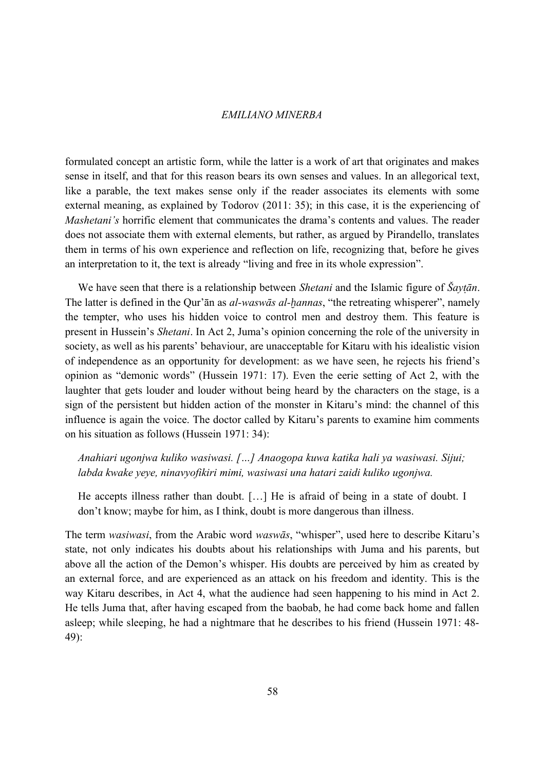formulated concept an artistic form, while the latter is a work of art that originates and makes sense in itself, and that for this reason bears its own senses and values. In an allegorical text, like a parable, the text makes sense only if the reader associates its elements with some external meaning, as explained by Todorov (2011: 35); in this case, it is the experiencing of *Mashetani's* horrific element that communicates the drama's contents and values. The reader does not associate them with external elements, but rather, as argued by Pirandello, translates them in terms of his own experience and reflection on life, recognizing that, before he gives an interpretation to it, the text is already "living and free in its whole expression".

We have seen that there is a relationship between *Shetani* and the Islamic figure of *Šayṭān*. The latter is defined in the Qur'ān as *al-waswās al-ḫannas*, "the retreating whisperer", namely the tempter, who uses his hidden voice to control men and destroy them. This feature is present in Hussein's *Shetani*. In Act 2, Juma's opinion concerning the role of the university in society, as well as his parents' behaviour, are unacceptable for Kitaru with his idealistic vision of independence as an opportunity for development: as we have seen, he rejects his friend's opinion as "demonic words" (Hussein 1971: 17). Even the eerie setting of Act 2, with the laughter that gets louder and louder without being heard by the characters on the stage, is a sign of the persistent but hidden action of the monster in Kitaru's mind: the channel of this influence is again the voice. The doctor called by Kitaru's parents to examine him comments on his situation as follows (Hussein 1971: 34):

> *Anahiari ugonjwa kuliko wasiwasi. […] Anaogopa kuwa katika hali ya wasiwasi. Sijui; labda kwake yeye, ninavyofikiri mimi, wasiwasi una hatari zaidi kuliko ugonjwa.*
>
> He accepts illness rather than doubt. […] He is afraid of being in a state of doubt. I don't know; maybe for him, as I think, doubt is more dangerous than illness.

The term *wasiwasi*, from the Arabic word *waswās*, "whisper", used here to describe Kitaru's state, not only indicates his doubts about his relationships with Juma and his parents, but above all the action of the Demon's whisper. His doubts are perceived by him as created by an external force, and are experienced as an attack on his freedom and identity. This is the way Kitaru describes, in Act 4, what the audience had seen happening to his mind in Act 2. He tells Juma that, after having escaped from the baobab, he had come back home and fallen asleep; while sleeping, he had a nightmare that he describes to his friend (Hussein 1971: 48-49):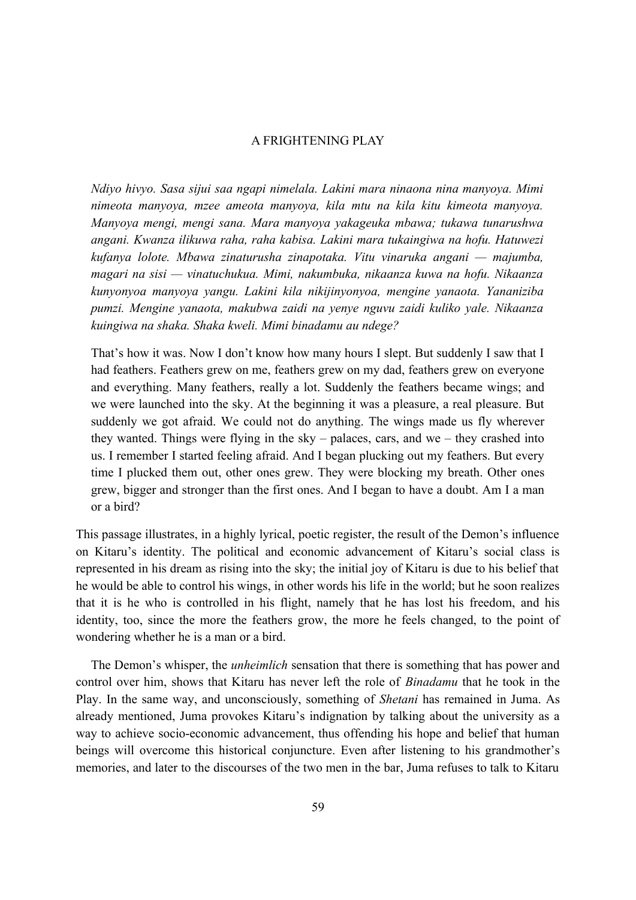# A FRIGHTENING PLAY

> *Ndiyo hivyo. Sasa sijui saa ngapi nimelala. Lakini mara ninaona nina manyoya. Mimi nimeota manyoya, mzee ameota manyoya, kila mtu na kila kitu kimeota manyoya. Manyoya mengi, mengi sana. Mara manyoya yakageuka mbawa; tukawa tunarushwa angani. Kwanza ilikuwa raha, raha kabisa. Lakini mara tukaingiwa na hofu. Hatuwezi kufanya lolote. Mbawa zinaturusha zinapotaka. Vitu vinaruka angani — majumba, magari na sisi — vinatuchukua. Mimi, nakumbuka, nikaanza kuwa na hofu. Nikaanza kunyonyoa manyoya yangu. Lakini kila nikijinyonyoa, mengine yanaota. Yananiziba pumzi. Mengine yanaota, makubwa zaidi na yenye nguvu zaidi kuliko yale. Nikaanza kuingiwa na shaka. Shaka kweli. Mimi binadamu au ndege?*
>
> That's how it was. Now I don't know how many hours I slept. But suddenly I saw that I had feathers. Feathers grew on me, feathers grew on my dad, feathers grew on everyone and everything. Many feathers, really a lot. Suddenly the feathers became wings; and we were launched into the sky. At the beginning it was a pleasure, a real pleasure. But suddenly we got afraid. We could not do anything. The wings made us fly wherever they wanted. Things were flying in the sky – palaces, cars, and we – they crashed into us. I remember I started feeling afraid. And I began plucking out my feathers. But every time I plucked them out, other ones grew. They were blocking my breath. Other ones grew, bigger and stronger than the first ones. And I began to have a doubt. Am I a man or a bird?

This passage illustrates, in a highly lyrical, poetic register, the result of the Demon's influence on Kitaru's identity. The political and economic advancement of Kitaru's social class is represented in his dream as rising into the sky; the initial joy of Kitaru is due to his belief that he would be able to control his wings, in other words his life in the world; but he soon realizes that it is he who is controlled in his flight, namely that he has lost his freedom, and his identity, too, since the more the feathers grow, the more he feels changed, to the point of wondering whether he is a man or a bird.

The Demon's whisper, the *unheimlich* sensation that there is something that has power and control over him, shows that Kitaru has never left the role of *Binadamu* that he took in the Play. In the same way, and unconsciously, something of *Shetani* has remained in Juma. As already mentioned, Juma provokes Kitaru's indignation by talking about the university as a way to achieve socio-economic advancement, thus offending his hope and belief that human beings will overcome this historical conjuncture. Even after listening to his grandmother's memories, and later to the discourses of the two men in the bar, Juma refuses to talk to Kitaru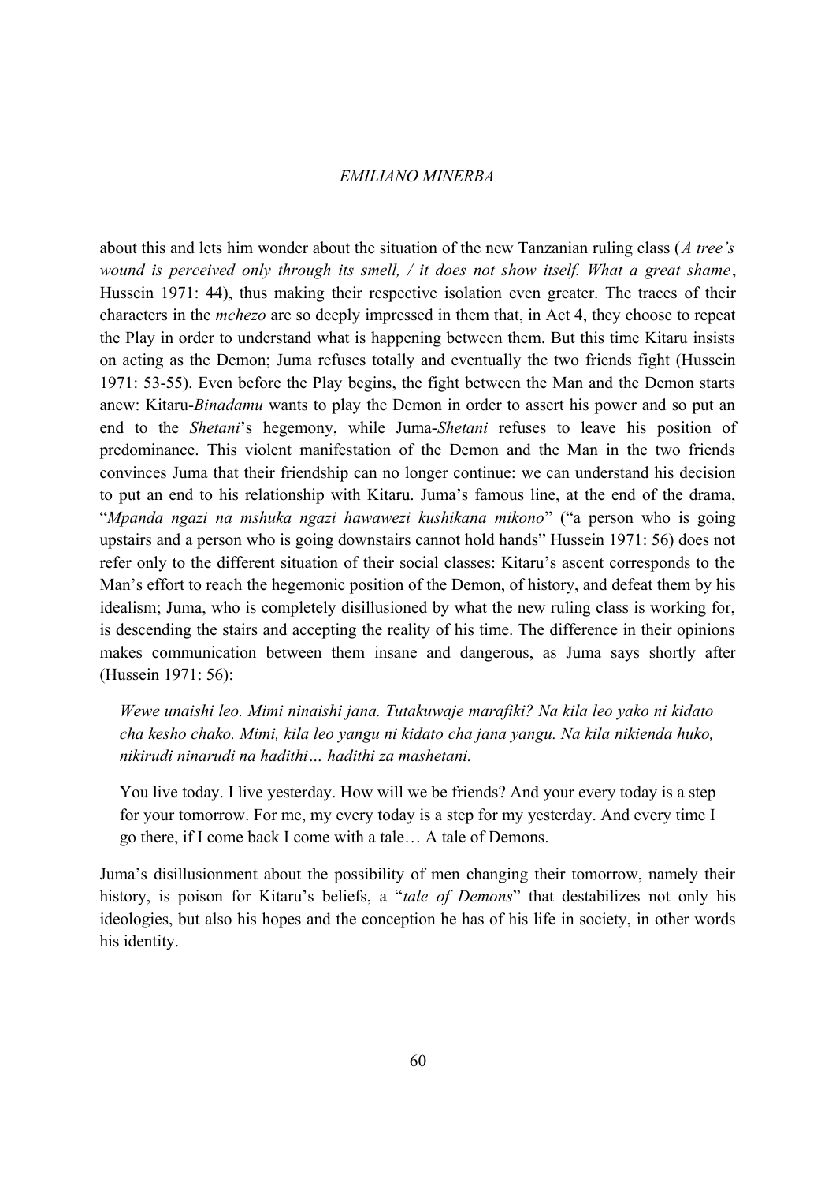about this and lets him wonder about the situation of the new Tanzanian ruling class (*A tree's wound is perceived only through its smell, / it does not show itself. What a great shame*, Hussein 1971: 44), thus making their respective isolation even greater. The traces of their characters in the *mchezo* are so deeply impressed in them that, in Act 4, they choose to repeat the Play in order to understand what is happening between them. But this time Kitaru insists on acting as the Demon; Juma refuses totally and eventually the two friends fight (Hussein 1971: 53-55). Even before the Play begins, the fight between the Man and the Demon starts anew: Kitaru-*Binadamu* wants to play the Demon in order to assert his power and so put an end to the *Shetani*'s hegemony, while Juma-*Shetani* refuses to leave his position of predominance. This violent manifestation of the Demon and the Man in the two friends convinces Juma that their friendship can no longer continue: we can understand his decision to put an end to his relationship with Kitaru. Juma's famous line, at the end of the drama, "*Mpanda ngazi na mshuka ngazi hawawezi kushikana mikono*" ("a person who is going upstairs and a person who is going downstairs cannot hold hands" Hussein 1971: 56) does not refer only to the different situation of their social classes: Kitaru's ascent corresponds to the Man's effort to reach the hegemonic position of the Demon, of history, and defeat them by his idealism; Juma, who is completely disillusioned by what the new ruling class is working for, is descending the stairs and accepting the reality of his time. The difference in their opinions makes communication between them insane and dangerous, as Juma says shortly after (Hussein 1971: 56):

> *Wewe unaishi leo. Mimi ninaishi jana. Tutakuwaje marafiki? Na kila leo yako ni kidato cha kesho chako. Mimi, kila leo yangu ni kidato cha jana yangu. Na kila nikienda huko, nikirudi ninarudi na hadithi… hadithi za mashetani.*
>
> You live today. I live yesterday. How will we be friends? And your every today is a step for your tomorrow. For me, my every today is a step for my yesterday. And every time I go there, if I come back I come with a tale… A tale of Demons.

Juma's disillusionment about the possibility of men changing their tomorrow, namely their history, is poison for Kitaru's beliefs, a "*tale of Demons*" that destabilizes not only his ideologies, but also his hopes and the conception he has of his life in society, in other words his identity.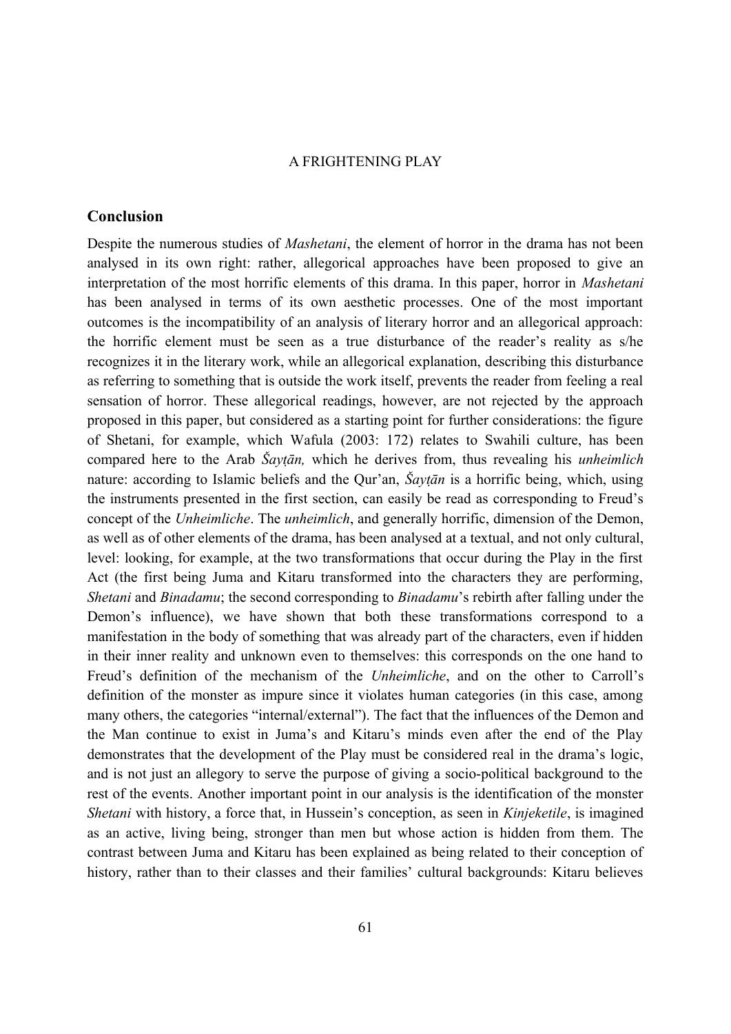## Conclusion

Despite the numerous studies of *Mashetani*, the element of horror in the drama has not been analysed in its own right: rather, allegorical approaches have been proposed to give an interpretation of the most horrific elements of this drama. In this paper, horror in *Mashetani* has been analysed in terms of its own aesthetic processes. One of the most important outcomes is the incompatibility of an analysis of literary horror and an allegorical approach: the horrific element must be seen as a true disturbance of the reader's reality as s/he recognizes it in the literary work, while an allegorical explanation, describing this disturbance as referring to something that is outside the work itself, prevents the reader from feeling a real sensation of horror. These allegorical readings, however, are not rejected by the approach proposed in this paper, but considered as a starting point for further considerations: the figure of Shetani, for example, which Wafula (2003: 172) relates to Swahili culture, has been compared here to the Arab *Šayṭān,* which he derives from, thus revealing his *unheimlich* nature: according to Islamic beliefs and the Qur'an, *Šayṭān* is a horrific being, which, using the instruments presented in the first section, can easily be read as corresponding to Freud's concept of the *Unheimliche*. The *unheimlich*, and generally horrific, dimension of the Demon, as well as of other elements of the drama, has been analysed at a textual, and not only cultural, level: looking, for example, at the two transformations that occur during the Play in the first Act (the first being Juma and Kitaru transformed into the characters they are performing, *Shetani* and *Binadamu*; the second corresponding to *Binadamu*'s rebirth after falling under the Demon's influence), we have shown that both these transformations correspond to a manifestation in the body of something that was already part of the characters, even if hidden in their inner reality and unknown even to themselves: this corresponds on the one hand to Freud's definition of the mechanism of the *Unheimliche*, and on the other to Carroll's definition of the monster as impure since it violates human categories (in this case, among many others, the categories "internal/external"). The fact that the influences of the Demon and the Man continue to exist in Juma's and Kitaru's minds even after the end of the Play demonstrates that the development of the Play must be considered real in the drama's logic, and is not just an allegory to serve the purpose of giving a socio-political background to the rest of the events. Another important point in our analysis is the identification of the monster *Shetani* with history, a force that, in Hussein's conception, as seen in *Kinjeketile*, is imagined as an active, living being, stronger than men but whose action is hidden from them. The contrast between Juma and Kitaru has been explained as being related to their conception of history, rather than to their classes and their families' cultural backgrounds: Kitaru believes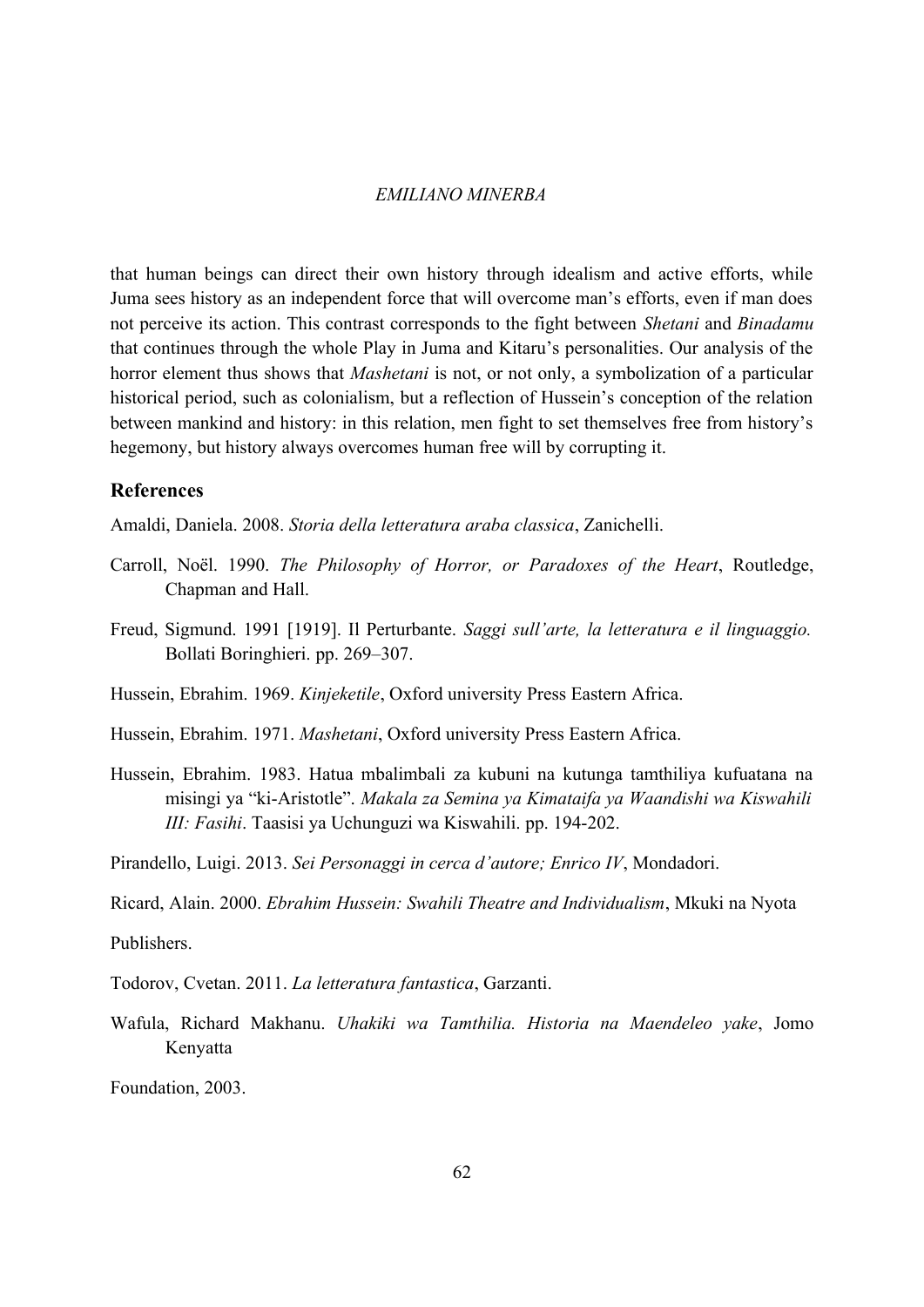that human beings can direct their own history through idealism and active efforts, while Juma sees history as an independent force that will overcome man's efforts, even if man does not perceive its action. This contrast corresponds to the fight between *Shetani* and *Binadamu* that continues through the whole Play in Juma and Kitaru's personalities. Our analysis of the horror element thus shows that *Mashetani* is not, or not only, a symbolization of a particular historical period, such as colonialism, but a reflection of Hussein's conception of the relation between mankind and history: in this relation, men fight to set themselves free from history's hegemony, but history always overcomes human free will by corrupting it.

## References

Amaldi, Daniela. 2008. *Storia della letteratura araba classica*, Zanichelli.

Carroll, Noël. 1990. *The Philosophy of Horror, or Paradoxes of the Heart*, Routledge, Chapman and Hall.

Freud, Sigmund. 1991 [1919]. Il Perturbante. *Saggi sull'arte, la letteratura e il linguaggio.* Bollati Boringhieri. pp. 269–307.

Hussein, Ebrahim. 1969. *Kinjeketile*, Oxford university Press Eastern Africa.

Hussein, Ebrahim. 1971. *Mashetani*, Oxford university Press Eastern Africa.

Hussein, Ebrahim. 1983. Hatua mbalimbali za kubuni na kutunga tamthiliya kufuatana na misingi ya "ki-Aristotle". *Makala za Semina ya Kimataifa ya Waandishi wa Kiswahili III: Fasihi*. Taasisi ya Uchunguzi wa Kiswahili. pp. 194-202.

Pirandello, Luigi. 2013. *Sei Personaggi in cerca d'autore; Enrico IV*, Mondadori.

Ricard, Alain. 2000. *Ebrahim Hussein: Swahili Theatre and Individualism*, Mkuki na Nyota Publishers.

Todorov, Cvetan. 2011. *La letteratura fantastica*, Garzanti.

Wafula, Richard Makhanu. *Uhakiki wa Tamthilia. Historia na Maendeleo yake*, Jomo Kenyatta Foundation, 2003.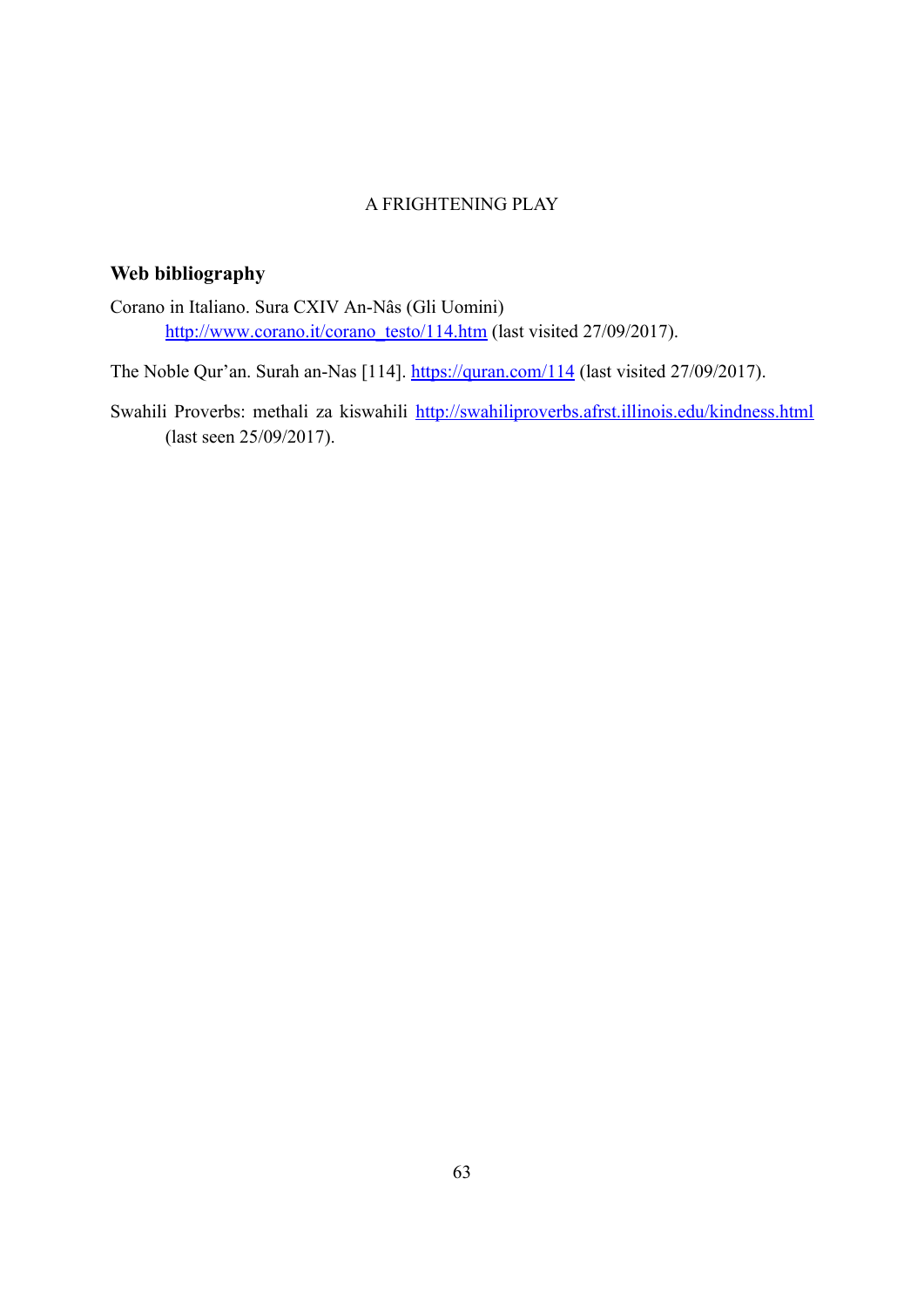## Web bibliography

Corano in Italiano. Sura CXIV An-Nâs (Gli Uomini) http://www.corano.it/corano_testo/114.htm (last visited 27/09/2017).

The Noble Qur'an. Surah an-Nas [114]. https://quran.com/114 (last visited 27/09/2017).

Swahili Proverbs: methali za kiswahili http://swahiliproverbs.afrst.illinois.edu/kindness.html (last seen 25/09/2017).